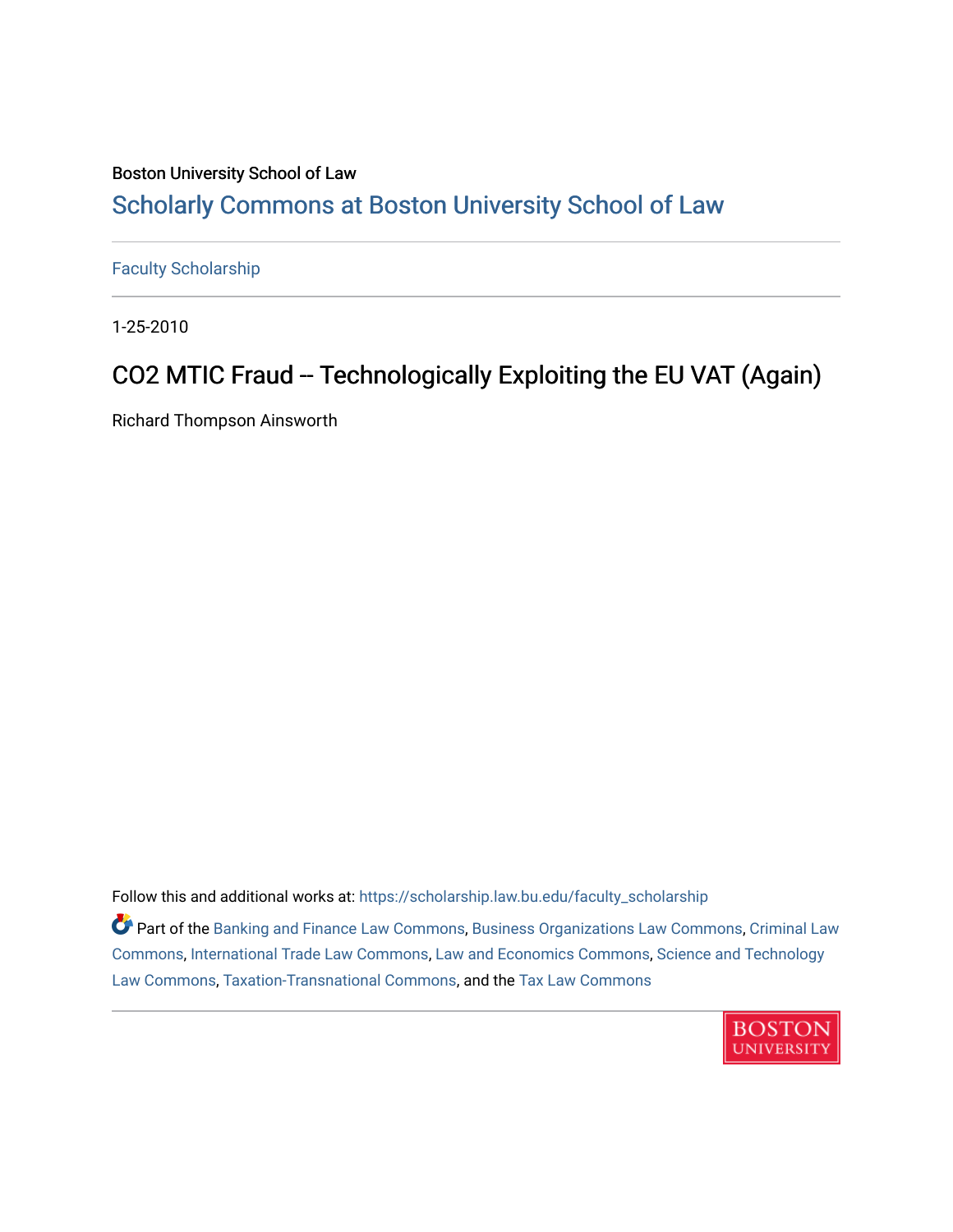Boston University School of Law

# Scholarly Commons at Boston University School of Law

Faculty Scholarship

1-25-2010

## CO2 MTIC Fraud -- Technologically Exploiting the EU VAT (Again)

Richard Thompson Ainsworth

Follow this and additional works at: https://scholarship.law.bu.edu/faculty_scholarship

Part of the Banking and Finance Law Commons, Business Organizations Law Commons, Criminal Law Commons, International Trade Law Commons, Law and Economics Commons, Science and Technology Law Commons, Taxation-Transnational Commons, and the Tax Law Commons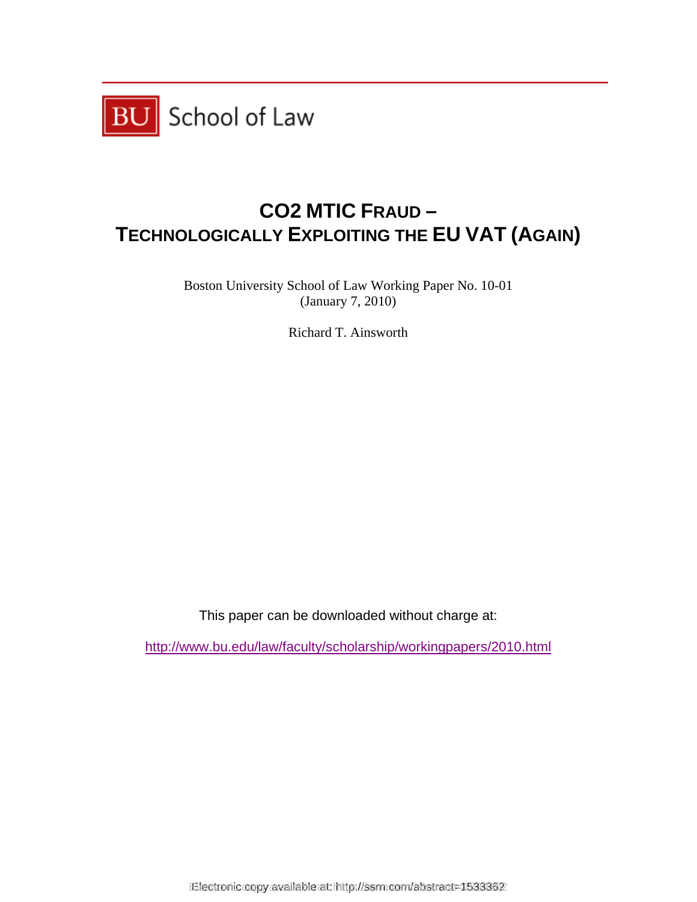BU School of Law

# CO2 MTIC FRAUD – TECHNOLOGICALLY EXPLOITING THE EU VAT (AGAIN)

Boston University School of Law Working Paper No. 10-01
(January 7, 2010)

Richard T. Ainsworth

This paper can be downloaded without charge at:

http://www.bu.edu/law/faculty/scholarship/workingpapers/2010.html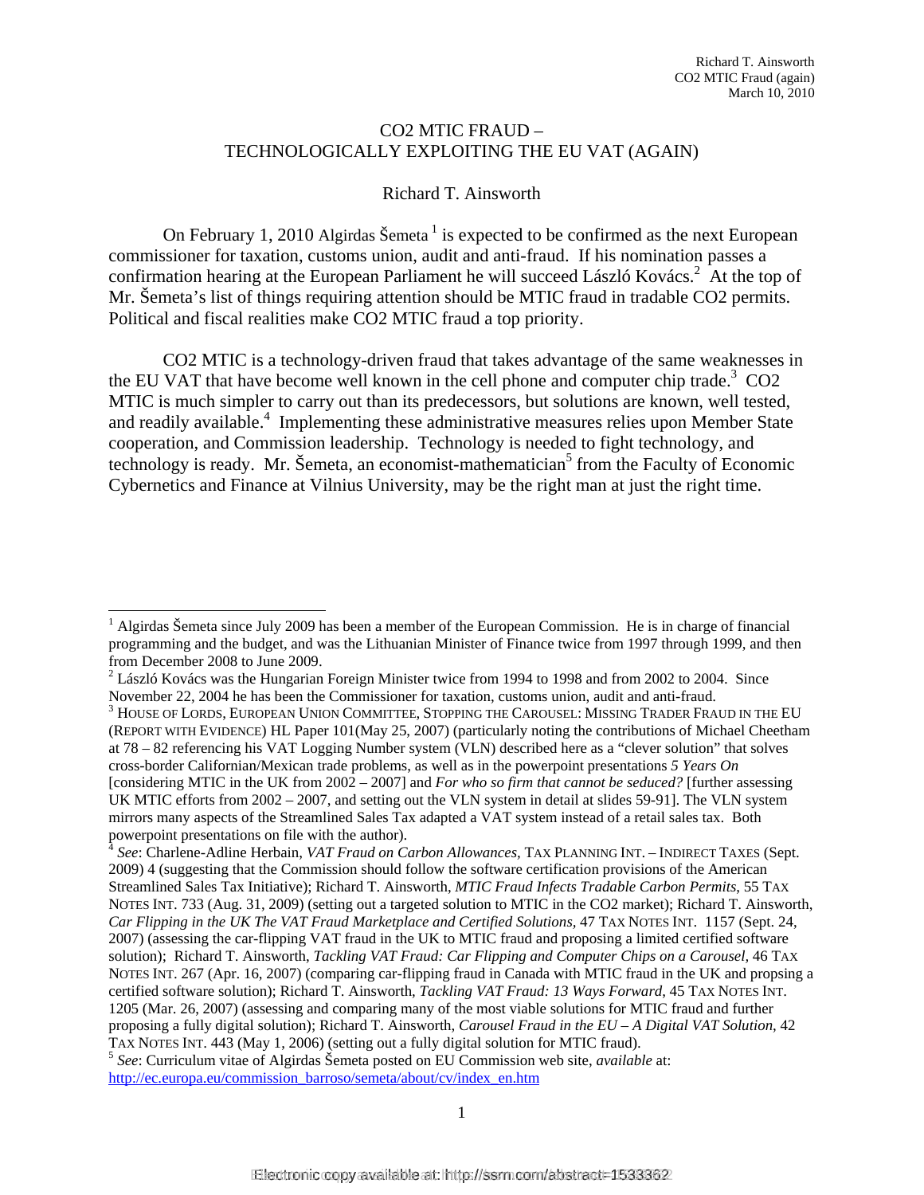# CO2 MTIC FRAUD – TECHNOLOGICALLY EXPLOITING THE EU VAT (AGAIN)

Richard T. Ainsworth

On February 1, 2010 Algirdas Šemeta [1] is expected to be confirmed as the next European commissioner for taxation, customs union, audit and anti-fraud. If his nomination passes a confirmation hearing at the European Parliament he will succeed László Kovács.[2] At the top of Mr. Šemeta's list of things requiring attention should be MTIC fraud in tradable CO2 permits. Political and fiscal realities make CO2 MTIC fraud a top priority.

CO2 MTIC is a technology-driven fraud that takes advantage of the same weaknesses in the EU VAT that have become well known in the cell phone and computer chip trade.[3] CO2 MTIC is much simpler to carry out than its predecessors, but solutions are known, well tested, and readily available.[4] Implementing these administrative measures relies upon Member State cooperation, and Commission leadership. Technology is needed to fight technology, and technology is ready. Mr. Šemeta, an economist-mathematician[5] from the Faculty of Economic Cybernetics and Finance at Vilnius University, may be the right man at just the right time.

---

[1] Algirdas Šemeta since July 2009 has been a member of the European Commission. He is in charge of financial programming and the budget, and was the Lithuanian Minister of Finance twice from 1997 through 1999, and then from December 2008 to June 2009.

[2] László Kovács was the Hungarian Foreign Minister twice from 1994 to 1998 and from 2002 to 2004. Since November 22, 2004 he has been the Commissioner for taxation, customs union, audit and anti-fraud.

[3] HOUSE OF LORDS, EUROPEAN UNION COMMITTEE, STOPPING THE CAROUSEL: MISSING TRADER FRAUD IN THE EU (REPORT WITH EVIDENCE) HL Paper 101(May 25, 2007) (particularly noting the contributions of Michael Cheetham at 78 – 82 referencing his VAT Logging Number system (VLN) described here as a "clever solution" that solves cross-border Californian/Mexican trade problems, as well as in the powerpoint presentations *5 Years On* [considering MTIC in the UK from 2002 – 2007] and *For who so firm that cannot be seduced?* [further assessing UK MTIC efforts from 2002 – 2007, and setting out the VLN system in detail at slides 59-91]. The VLN system mirrors many aspects of the Streamlined Sales Tax adapted a VAT system instead of a retail sales tax. Both powerpoint presentations on file with the author).

[4] *See*: Charlene-Adline Herbain, *VAT Fraud on Carbon Allowances*, TAX PLANNING INT. – INDIRECT TAXES (Sept. 2009) 4 (suggesting that the Commission should follow the software certification provisions of the American Streamlined Sales Tax Initiative); Richard T. Ainsworth, *MTIC Fraud Infects Tradable Carbon Permits*, 55 TAX NOTES INT. 733 (Aug. 31, 2009) (setting out a targeted solution to MTIC in the CO2 market); Richard T. Ainsworth, *Car Flipping in the UK The VAT Fraud Marketplace and Certified Solutions*, 47 TAX NOTES INT. 1157 (Sept. 24, 2007) (assessing the car-flipping VAT fraud in the UK to MTIC fraud and proposing a limited certified software solution); Richard T. Ainsworth, *Tackling VAT Fraud: Car Flipping and Computer Chips on a Carousel*, 46 TAX NOTES INT. 267 (Apr. 16, 2007) (comparing car-flipping fraud in Canada with MTIC fraud in the UK and propsing a certified software solution); Richard T. Ainsworth, *Tackling VAT Fraud: 13 Ways Forward*, 45 TAX NOTES INT. 1205 (Mar. 26, 2007) (assessing and comparing many of the most viable solutions for MTIC fraud and further proposing a fully digital solution); Richard T. Ainsworth, *Carousel Fraud in the EU – A Digital VAT Solution*, 42 TAX NOTES INT. 443 (May 1, 2006) (setting out a fully digital solution for MTIC fraud).

[5] *See*: Curriculum vitae of Algirdas Šemeta posted on EU Commission web site, *available* at: http://ec.europa.eu/commission_barroso/semeta/about/cv/index_en.htm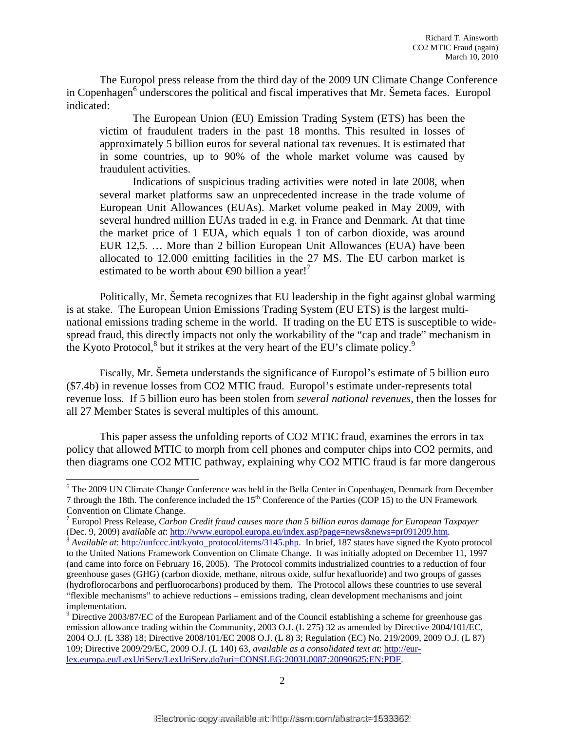The Europol press release from the third day of the 2009 UN Climate Change Conference in Copenhagen[6] underscores the political and fiscal imperatives that Mr. Šemeta faces. Europol indicated:

> The European Union (EU) Emission Trading System (ETS) has been the victim of fraudulent traders in the past 18 months. This resulted in losses of approximately 5 billion euros for several national tax revenues. It is estimated that in some countries, up to 90% of the whole market volume was caused by fraudulent activities.
>
> Indications of suspicious trading activities were noted in late 2008, when several market platforms saw an unprecedented increase in the trade volume of European Unit Allowances (EUAs). Market volume peaked in May 2009, with several hundred million EUAs traded in e.g. in France and Denmark. At that time the market price of 1 EUA, which equals 1 ton of carbon dioxide, was around EUR 12,5. … More than 2 billion European Unit Allowances (EUA) have been allocated to 12.000 emitting facilities in the 27 MS. The EU carbon market is estimated to be worth about €90 billion a year![7]

Politically, Mr. Šemeta recognizes that EU leadership in the fight against global warming is at stake. The European Union Emissions Trading System (EU ETS) is the largest multi-national emissions trading scheme in the world. If trading on the EU ETS is susceptible to wide-spread fraud, this directly impacts not only the workability of the "cap and trade" mechanism in the Kyoto Protocol,[8] but it strikes at the very heart of the EU's climate policy.[9]

Fiscally, Mr. Šemeta understands the significance of Europol's estimate of 5 billion euro ($7.4b) in revenue losses from CO2 MTIC fraud. Europol's estimate under-represents total revenue loss. If 5 billion euro has been stolen from *several national revenues*, then the losses for all 27 Member States is several multiples of this amount.

This paper assess the unfolding reports of CO2 MTIC fraud, examines the errors in tax policy that allowed MTIC to morph from cell phones and computer chips into CO2 permits, and then diagrams one CO2 MTIC pathway, explaining why CO2 MTIC fraud is far more dangerous

---

[6] The 2009 UN Climate Change Conference was held in the Bella Center in Copenhagen, Denmark from December 7 through the 18th. The conference included the 15th Conference of the Parties (COP 15) to the UN Framework Convention on Climate Change.

[7] Europol Press Release, *Carbon Credit fraud causes more than 5 billion euros damage for European Taxpayer* (Dec. 9, 2009) *available at*: http://www.europol.europa.eu/index.asp?page=news&news=pr091209.htm.

[8] *Available at*: http://unfccc.int/kyoto_protocol/items/3145.php. In brief, 187 states have signed the Kyoto protocol to the United Nations Framework Convention on Climate Change. It was initially adopted on December 11, 1997 (and came into force on February 16, 2005). The Protocol commits industrialized countries to a reduction of four greenhouse gases (GHG) (carbon dioxide, methane, nitrous oxide, sulfur hexafluoride) and two groups of gasses (hydroflorocarbons and perfluorocarbons) produced by them. The Protocol allows these countries to use several "flexible mechanisms" to achieve reductions – emissions trading, clean development mechanisms and joint implementation.

[9] Directive 2003/87/EC of the European Parliament and of the Council establishing a scheme for greenhouse gas emission allowance trading within the Community, 2003 O.J. (L 275) 32 as amended by Directive 2004/101/EC, 2004 O.J. (L 338) 18; Directive 2008/101/EC 2008 O.J. (L 8) 3; Regulation (EC) No. 219/2009, 2009 O.J. (L 87) 109; Directive 2009/29/EC, 2009 O.J. (L 140) 63, *available as a consolidated text at*: http://eur-lex.europa.eu/LexUriServ/LexUriServ.do?uri=CONSLEG:2003L0087:20090625:EN:PDF.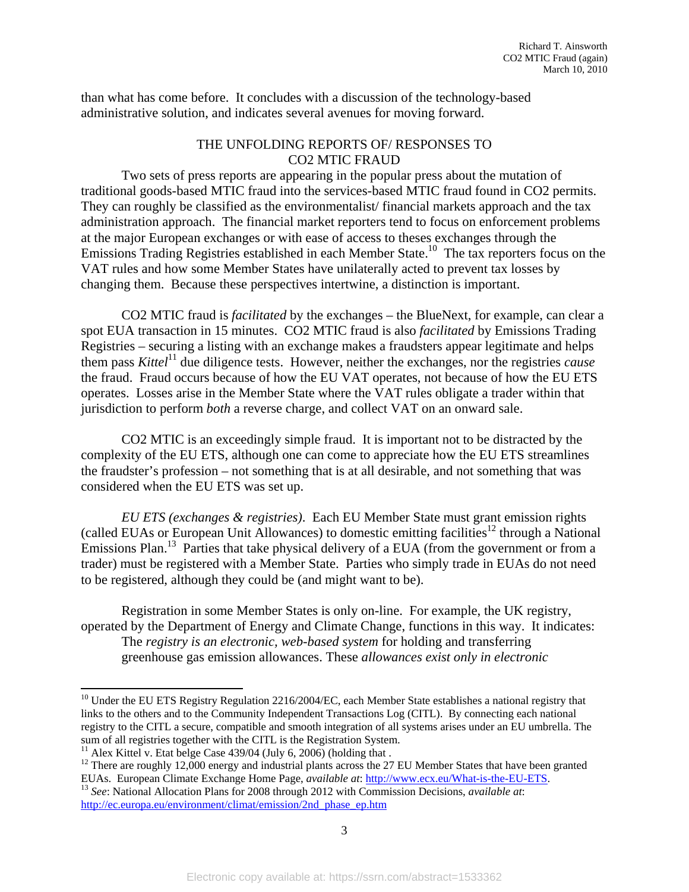than what has come before. It concludes with a discussion of the technology-based administrative solution, and indicates several avenues for moving forward.

## THE UNFOLDING REPORTS OF/ RESPONSES TO CO2 MTIC FRAUD

Two sets of press reports are appearing in the popular press about the mutation of traditional goods-based MTIC fraud into the services-based MTIC fraud found in CO2 permits. They can roughly be classified as the environmentalist/ financial markets approach and the tax administration approach. The financial market reporters tend to focus on enforcement problems at the major European exchanges or with ease of access to theses exchanges through the Emissions Trading Registries established in each Member State.[10] The tax reporters focus on the VAT rules and how some Member States have unilaterally acted to prevent tax losses by changing them. Because these perspectives intertwine, a distinction is important.

CO2 MTIC fraud is *facilitated* by the exchanges – the BlueNext, for example, can clear a spot EUA transaction in 15 minutes. CO2 MTIC fraud is also *facilitated* by Emissions Trading Registries – securing a listing with an exchange makes a fraudsters appear legitimate and helps them pass *Kittel*[11] due diligence tests. However, neither the exchanges, nor the registries *cause* the fraud. Fraud occurs because of how the EU VAT operates, not because of how the EU ETS operates. Losses arise in the Member State where the VAT rules obligate a trader within that jurisdiction to perform *both* a reverse charge, and collect VAT on an onward sale.

CO2 MTIC is an exceedingly simple fraud. It is important not to be distracted by the complexity of the EU ETS, although one can come to appreciate how the EU ETS streamlines the fraudster's profession – not something that is at all desirable, and not something that was considered when the EU ETS was set up.

*EU ETS (exchanges & registries)*. Each EU Member State must grant emission rights (called EUAs or European Unit Allowances) to domestic emitting facilities[12] through a National Emissions Plan.[13] Parties that take physical delivery of a EUA (from the government or from a trader) must be registered with a Member State. Parties who simply trade in EUAs do not need to be registered, although they could be (and might want to be).

Registration in some Member States is only on-line. For example, the UK registry, operated by the Department of Energy and Climate Change, functions in this way. It indicates:

> The *registry is an electronic, web-based system* for holding and transferring greenhouse gas emission allowances. These *allowances exist only in electronic*

---

[10] Under the EU ETS Registry Regulation 2216/2004/EC, each Member State establishes a national registry that links to the others and to the Community Independent Transactions Log (CITL). By connecting each national registry to the CITL a secure, compatible and smooth integration of all systems arises under an EU umbrella. The sum of all registries together with the CITL is the Registration System.

[11] Alex Kittel v. Etat belge Case 439/04 (July 6, 2006) (holding that .

[12] There are roughly 12,000 energy and industrial plants across the 27 EU Member States that have been granted EUAs. European Climate Exchange Home Page, *available at*: http://www.ecx.eu/What-is-the-EU-ETS.

[13] *See*: National Allocation Plans for 2008 through 2012 with Commission Decisions, *available at*: http://ec.europa.eu/environment/climat/emission/2nd_phase_ep.htm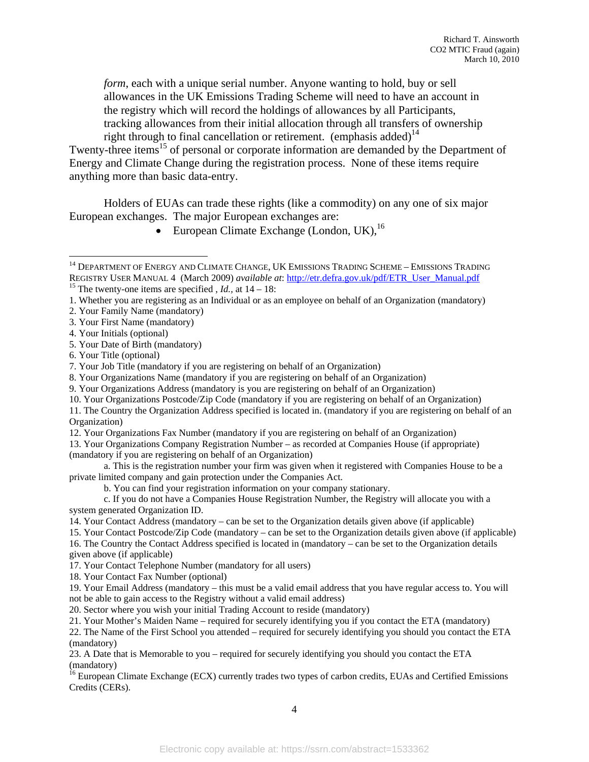*form*, each with a unique serial number. Anyone wanting to hold, buy or sell allowances in the UK Emissions Trading Scheme will need to have an account in the registry which will record the holdings of allowances by all Participants, tracking allowances from their initial allocation through all transfers of ownership right through to final cancellation or retirement. (emphasis added)[14]

Twenty-three items[15] of personal or corporate information are demanded by the Department of Energy and Climate Change during the registration process. None of these items require anything more than basic data-entry.

Holders of EUAs can trade these rights (like a commodity) on any one of six major European exchanges. The major European exchanges are:

- European Climate Exchange (London, UK),[16]

---

[14] DEPARTMENT OF ENERGY AND CLIMATE CHANGE, UK EMISSIONS TRADING SCHEME – EMISSIONS TRADING REGISTRY USER MANUAL 4 (March 2009) *available at*: http://etr.defra.gov.uk/pdf/ETR_User_Manual.pdf

[15] The twenty-one items are specified , *Id.*, at 14 – 18:

1. Whether you are registering as an Individual or as an employee on behalf of an Organization (mandatory)
2. Your Family Name (mandatory)
3. Your First Name (mandatory)
4. Your Initials (optional)
5. Your Date of Birth (mandatory)
6. Your Title (optional)
7. Your Job Title (mandatory if you are registering on behalf of an Organization)
8. Your Organizations Name (mandatory if you are registering on behalf of an Organization)
9. Your Organizations Address (mandatory is you are registering on behalf of an Organization)
10. Your Organizations Postcode/Zip Code (mandatory if you are registering on behalf of an Organization)
11. The Country the Organization Address specified is located in. (mandatory if you are registering on behalf of an Organization)
12. Your Organizations Fax Number (mandatory if you are registering on behalf of an Organization)
13. Your Organizations Company Registration Number – as recorded at Companies House (if appropriate) (mandatory if you are registering on behalf of an Organization)

    a. This is the registration number your firm was given when it registered with Companies House to be a private limited company and gain protection under the Companies Act.

    b. You can find your registration information on your company stationary.

    c. If you do not have a Companies House Registration Number, the Registry will allocate you with a system generated Organization ID.

14. Your Contact Address (mandatory – can be set to the Organization details given above (if applicable)
15. Your Contact Postcode/Zip Code (mandatory – can be set to the Organization details given above (if applicable)
16. The Country the Contact Address specified is located in (mandatory – can be set to the Organization details given above (if applicable)
17. Your Contact Telephone Number (mandatory for all users)
18. Your Contact Fax Number (optional)
19. Your Email Address (mandatory – this must be a valid email address that you have regular access to. You will not be able to gain access to the Registry without a valid email address)
20. Sector where you wish your initial Trading Account to reside (mandatory)
21. Your Mother's Maiden Name – required for securely identifying you if you contact the ETA (mandatory)
22. The Name of the First School you attended – required for securely identifying you should you contact the ETA (mandatory)
23. A Date that is Memorable to you – required for securely identifying you should you contact the ETA (mandatory)

[16] European Climate Exchange (ECX) currently trades two types of carbon credits, EUAs and Certified Emissions Credits (CERs).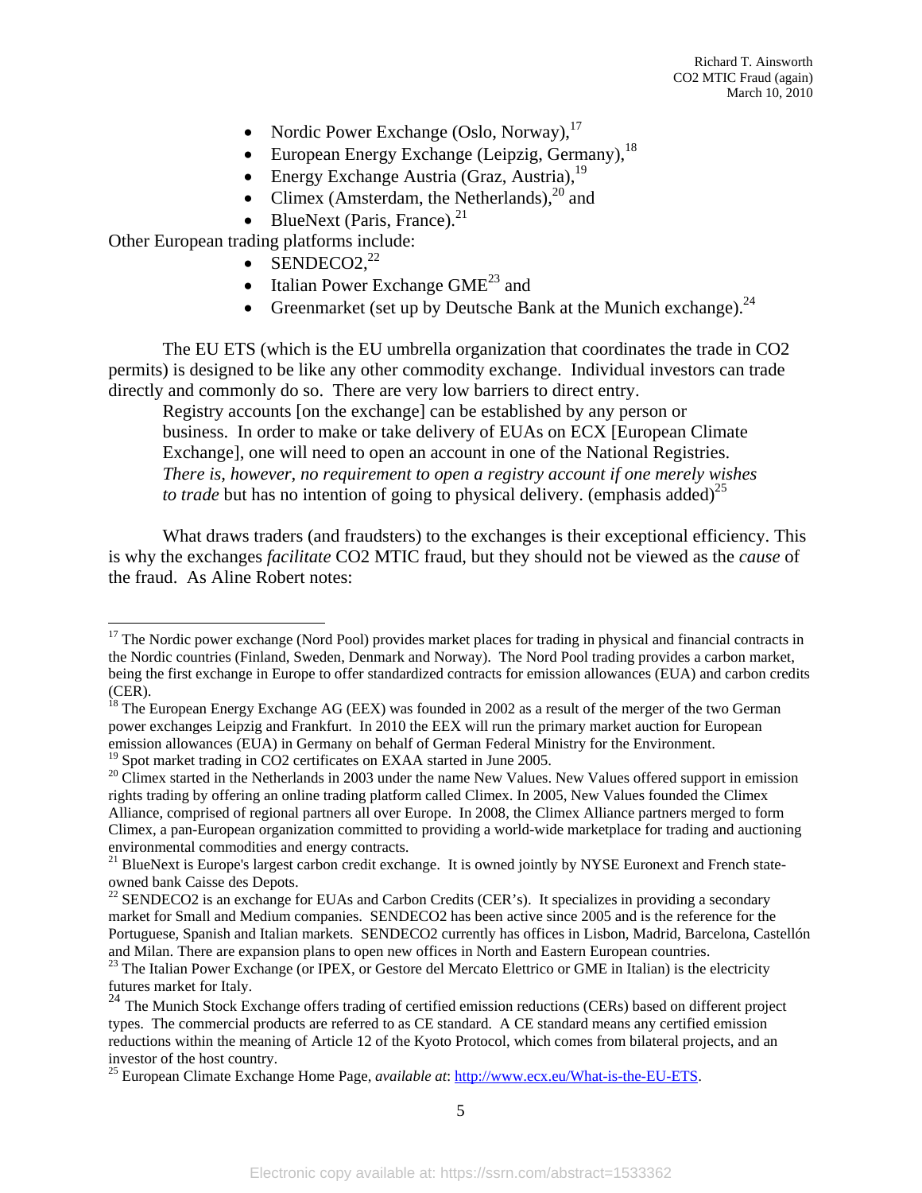- Nordic Power Exchange (Oslo, Norway),[17]
- European Energy Exchange (Leipzig, Germany),[18]
- Energy Exchange Austria (Graz, Austria),[19]
- Climex (Amsterdam, the Netherlands),[20] and
- BlueNext (Paris, France).[21]

Other European trading platforms include:

- SENDECO2,[22]
- Italian Power Exchange GME[23] and
- Greenmarket (set up by Deutsche Bank at the Munich exchange).[24]

The EU ETS (which is the EU umbrella organization that coordinates the trade in CO2 permits) is designed to be like any other commodity exchange. Individual investors can trade directly and commonly do so. There are very low barriers to direct entry.

> Registry accounts [on the exchange] can be established by any person or business. In order to make or take delivery of EUAs on ECX [European Climate Exchange], one will need to open an account in one of the National Registries. *There is, however, no requirement to open a registry account if one merely wishes to trade* but has no intention of going to physical delivery. (emphasis added)[25]

What draws traders (and fraudsters) to the exchanges is their exceptional efficiency. This is why the exchanges *facilitate* CO2 MTIC fraud, but they should not be viewed as the *cause* of the fraud. As Aline Robert notes:

---

[17] The Nordic power exchange (Nord Pool) provides market places for trading in physical and financial contracts in the Nordic countries (Finland, Sweden, Denmark and Norway). The Nord Pool trading provides a carbon market, being the first exchange in Europe to offer standardized contracts for emission allowances (EUA) and carbon credits (CER).

[18] The European Energy Exchange AG (EEX) was founded in 2002 as a result of the merger of the two German power exchanges Leipzig and Frankfurt. In 2010 the EEX will run the primary market auction for European emission allowances (EUA) in Germany on behalf of German Federal Ministry for the Environment.

[19] Spot market trading in CO2 certificates on EXAA started in June 2005.

[20] Climex started in the Netherlands in 2003 under the name New Values. New Values offered support in emission rights trading by offering an online trading platform called Climex. In 2005, New Values founded the Climex Alliance, comprised of regional partners all over Europe. In 2008, the Climex Alliance partners merged to form Climex, a pan-European organization committed to providing a world-wide marketplace for trading and auctioning environmental commodities and energy contracts.

[21] BlueNext is Europe's largest carbon credit exchange. It is owned jointly by NYSE Euronext and French state-owned bank Caisse des Depots.

[22] SENDECO2 is an exchange for EUAs and Carbon Credits (CER's). It specializes in providing a secondary market for Small and Medium companies. SENDECO2 has been active since 2005 and is the reference for the Portuguese, Spanish and Italian markets. SENDECO2 currently has offices in Lisbon, Madrid, Barcelona, Castellón and Milan. There are expansion plans to open new offices in North and Eastern European countries.

[23] The Italian Power Exchange (or IPEX, or Gestore del Mercato Elettrico or GME in Italian) is the electricity futures market for Italy.

[24] The Munich Stock Exchange offers trading of certified emission reductions (CERs) based on different project types. The commercial products are referred to as CE standard. A CE standard means any certified emission reductions within the meaning of Article 12 of the Kyoto Protocol, which comes from bilateral projects, and an investor of the host country.

[25] European Climate Exchange Home Page, *available at*: http://www.ecx.eu/What-is-the-EU-ETS.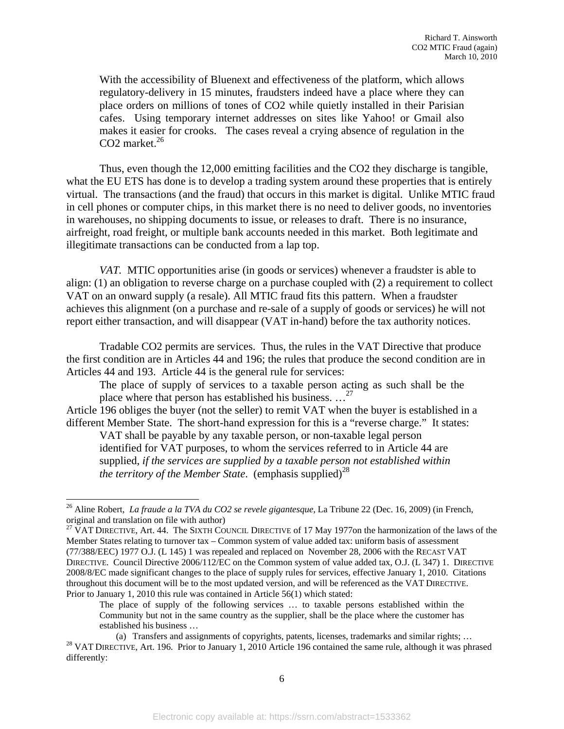> With the accessibility of Bluenext and effectiveness of the platform, which allows regulatory-delivery in 15 minutes, fraudsters indeed have a place where they can place orders on millions of tones of CO2 while quietly installed in their Parisian cafes. Using temporary internet addresses on sites like Yahoo! or Gmail also makes it easier for crooks. The cases reveal a crying absence of regulation in the CO2 market.[26]

Thus, even though the 12,000 emitting facilities and the CO2 they discharge is tangible, what the EU ETS has done is to develop a trading system around these properties that is entirely virtual. The transactions (and the fraud) that occurs in this market is digital. Unlike MTIC fraud in cell phones or computer chips, in this market there is no need to deliver goods, no inventories in warehouses, no shipping documents to issue, or releases to draft. There is no insurance, airfreight, road freight, or multiple bank accounts needed in this market. Both legitimate and illegitimate transactions can be conducted from a lap top.

*VAT*. MTIC opportunities arise (in goods or services) whenever a fraudster is able to align: (1) an obligation to reverse charge on a purchase coupled with (2) a requirement to collect VAT on an onward supply (a resale). All MTIC fraud fits this pattern. When a fraudster achieves this alignment (on a purchase and re-sale of a supply of goods or services) he will not report either transaction, and will disappear (VAT in-hand) before the tax authority notices.

Tradable CO2 permits are services. Thus, the rules in the VAT Directive that produce the first condition are in Articles 44 and 196; the rules that produce the second condition are in Articles 44 and 193. Article 44 is the general rule for services:

> The place of supply of services to a taxable person acting as such shall be the place where that person has established his business. …[27]

Article 196 obliges the buyer (not the seller) to remit VAT when the buyer is established in a different Member State. The short-hand expression for this is a "reverse charge." It states:

> VAT shall be payable by any taxable person, or non-taxable legal person identified for VAT purposes, to whom the services referred to in Article 44 are supplied, *if the services are supplied by a taxable person not established within the territory of the Member State*. (emphasis supplied)[28]

---

[26] Aline Robert, *La fraude a la TVA du CO2 se revele gigantesque,* La Tribune 22 (Dec. 16, 2009) (in French, original and translation on file with author)

[27] VAT DIRECTIVE, Art. 44. The SIXTH COUNCIL DIRECTIVE of 17 May 1977on the harmonization of the laws of the Member States relating to turnover tax – Common system of value added tax: uniform basis of assessment (77/388/EEC) 1977 O.J. (L 145) 1 was repealed and replaced on November 28, 2006 with the RECAST VAT DIRECTIVE. Council Directive 2006/112/EC on the Common system of value added tax, O.J. (L 347) 1. DIRECTIVE 2008/8/EC made significant changes to the place of supply rules for services, effective January 1, 2010. Citations throughout this document will be to the most updated version, and will be referenced as the VAT DIRECTIVE. Prior to January 1, 2010 this rule was contained in Article 56(1) which stated:

> The place of supply of the following services … to taxable persons established within the Community but not in the same country as the supplier, shall be the place where the customer has established his business …
>
> (a) Transfers and assignments of copyrights, patents, licenses, trademarks and similar rights; …

[28] VAT DIRECTIVE, Art. 196. Prior to January 1, 2010 Article 196 contained the same rule, although it was phrased differently: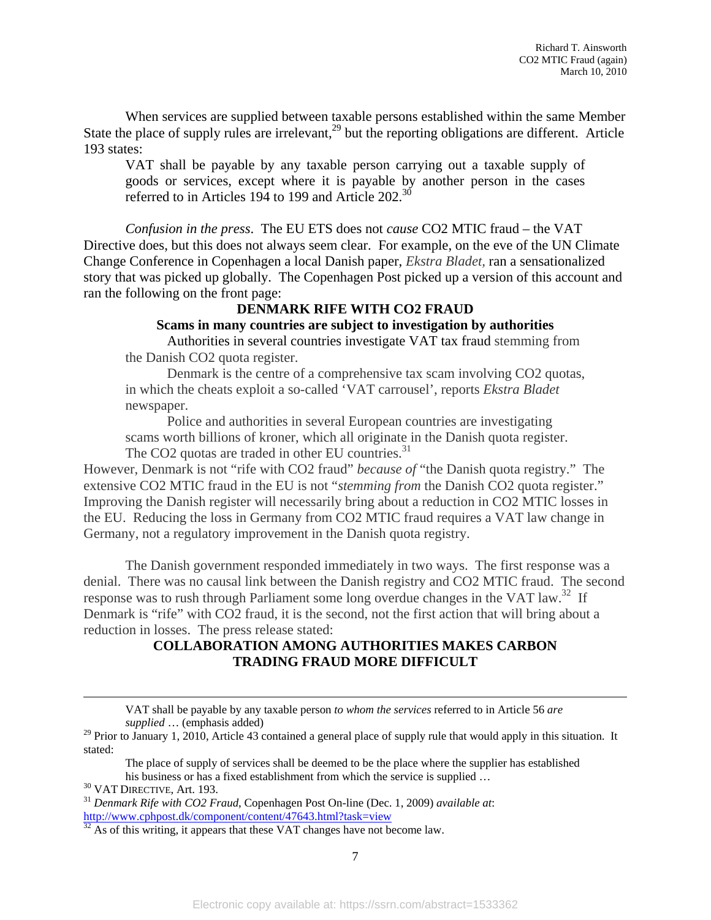When services are supplied between taxable persons established within the same Member State the place of supply rules are irrelevant,[29] but the reporting obligations are different. Article 193 states:

> VAT shall be payable by any taxable person carrying out a taxable supply of goods or services, except where it is payable by another person in the cases referred to in Articles 194 to 199 and Article 202.[30]

*Confusion in the press*. The EU ETS does not *cause* $CO_2$ MTIC fraud – the VAT Directive does, but this does not always seem clear. For example, on the eve of the UN Climate Change Conference in Copenhagen a local Danish paper, *Ekstra Bladet,* ran a sensationalized story that was picked up globally. The Copenhagen Post picked up a version of this account and ran the following on the front page:

> **DENMARK RIFE WITH CO2 FRAUD**
>
> **Scams in many countries are subject to investigation by authorities**
>
> Authorities in several countries investigate VAT tax fraud stemming from the Danish CO2 quota register.
>
> Denmark is the centre of a comprehensive tax scam involving CO2 quotas, in which the cheats exploit a so-called 'VAT carrousel', reports *Ekstra Bladet* newspaper.
>
> Police and authorities in several European countries are investigating scams worth billions of kroner, which all originate in the Danish quota register. The CO2 quotas are traded in other EU countries.[31]

However, Denmark is not "rife with CO2 fraud" *because of* "the Danish quota registry." The extensive $CO_2$ MTIC fraud in the EU is not "*stemming from* the Danish CO2 quota register." Improving the Danish register will necessarily bring about a reduction in $CO_2$ MTIC losses in the EU. Reducing the loss in Germany from $CO_2$ MTIC fraud requires a VAT law change in Germany, not a regulatory improvement in the Danish quota registry.

The Danish government responded immediately in two ways. The first response was a denial. There was no causal link between the Danish registry and $CO_2$ MTIC fraud. The second response was to rush through Parliament some long overdue changes in the VAT law.[32] If Denmark is "rife" with CO2 fraud, it is the second, not the first action that will bring about a reduction in losses. The press release stated:

> **COLLABORATION AMONG AUTHORITIES MAKES CARBON TRADING FRAUD MORE DIFFICULT**

---

> VAT shall be payable by any taxable person *to whom the services* referred to in Article 56 *are supplied* … (emphasis added)

[29] Prior to January 1, 2010, Article 43 contained a general place of supply rule that would apply in this situation. It stated:

> The place of supply of services shall be deemed to be the place where the supplier has established his business or has a fixed establishment from which the service is supplied …

[30] VAT DIRECTIVE, Art. 193.

[31] *Denmark Rife with CO2 Fraud,* Copenhagen Post On-line (Dec. 1, 2009) *available at*: http://www.cphpost.dk/component/content/47643.html?task=view

[32] As of this writing, it appears that these VAT changes have not become law.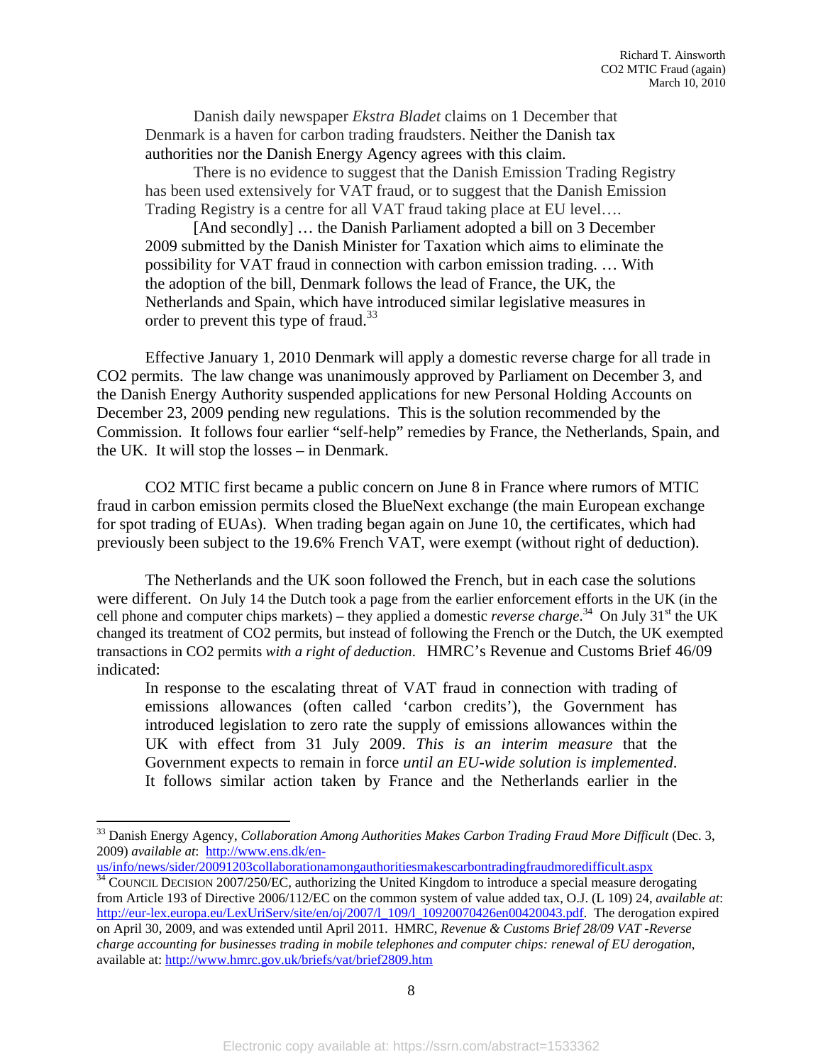> Danish daily newspaper *Ekstra Bladet* claims on 1 December that Denmark is a haven for carbon trading fraudsters. Neither the Danish tax authorities nor the Danish Energy Agency agrees with this claim.
>
> There is no evidence to suggest that the Danish Emission Trading Registry has been used extensively for VAT fraud, or to suggest that the Danish Emission Trading Registry is a centre for all VAT fraud taking place at EU level….
>
> [And secondly] … the Danish Parliament adopted a bill on 3 December 2009 submitted by the Danish Minister for Taxation which aims to eliminate the possibility for VAT fraud in connection with carbon emission trading. … With the adoption of the bill, Denmark follows the lead of France, the UK, the Netherlands and Spain, which have introduced similar legislative measures in order to prevent this type of fraud.[33]

Effective January 1, 2010 Denmark will apply a domestic reverse charge for all trade in $CO_2$ permits. The law change was unanimously approved by Parliament on December 3, and the Danish Energy Authority suspended applications for new Personal Holding Accounts on December 23, 2009 pending new regulations. This is the solution recommended by the Commission. It follows four earlier "self-help" remedies by France, the Netherlands, Spain, and the UK. It will stop the losses – in Denmark.

$CO_2$ MTIC first became a public concern on June 8 in France where rumors of MTIC fraud in carbon emission permits closed the BlueNext exchange (the main European exchange for spot trading of EUAs). When trading began again on June 10, the certificates, which had previously been subject to the 19.6% French VAT, were exempt (without right of deduction).

The Netherlands and the UK soon followed the French, but in each case the solutions were different. On July 14 the Dutch took a page from the earlier enforcement efforts in the UK (in the cell phone and computer chips markets) – they applied a domestic *reverse charge*.[34] On July 31st the UK changed its treatment of $CO_2$ permits, but instead of following the French or the Dutch, the UK exempted transactions in $CO_2$ permits *with a right of deduction*. HMRC's Revenue and Customs Brief 46/09 indicated:

> In response to the escalating threat of VAT fraud in connection with trading of emissions allowances (often called 'carbon credits'), the Government has introduced legislation to zero rate the supply of emissions allowances within the UK with effect from 31 July 2009. *This is an interim measure* that the Government expects to remain in force *until an EU-wide solution is implemented*. It follows similar action taken by France and the Netherlands earlier in the

---

[33] Danish Energy Agency, *Collaboration Among Authorities Makes Carbon Trading Fraud More Difficult* (Dec. 3, 2009) *available at*: http://www.ens.dk/en-us/info/news/sider/20091203collaborationamongauthoritiesmakescarbontradingfraudmoredifficult.aspx

[34] COUNCIL DECISION 2007/250/EC, authorizing the United Kingdom to introduce a special measure derogating from Article 193 of Directive 2006/112/EC on the common system of value added tax, O.J. (L 109) 24, *available at*: http://eur-lex.europa.eu/LexUriServ/site/en/oj/2007/l_109/l_10920070426en00420043.pdf. The derogation expired on April 30, 2009, and was extended until April 2011. HMRC, *Revenue & Customs Brief 28/09 VAT -Reverse charge accounting for businesses trading in mobile telephones and computer chips: renewal of EU derogation*, available at: http://www.hmrc.gov.uk/briefs/vat/brief2809.htm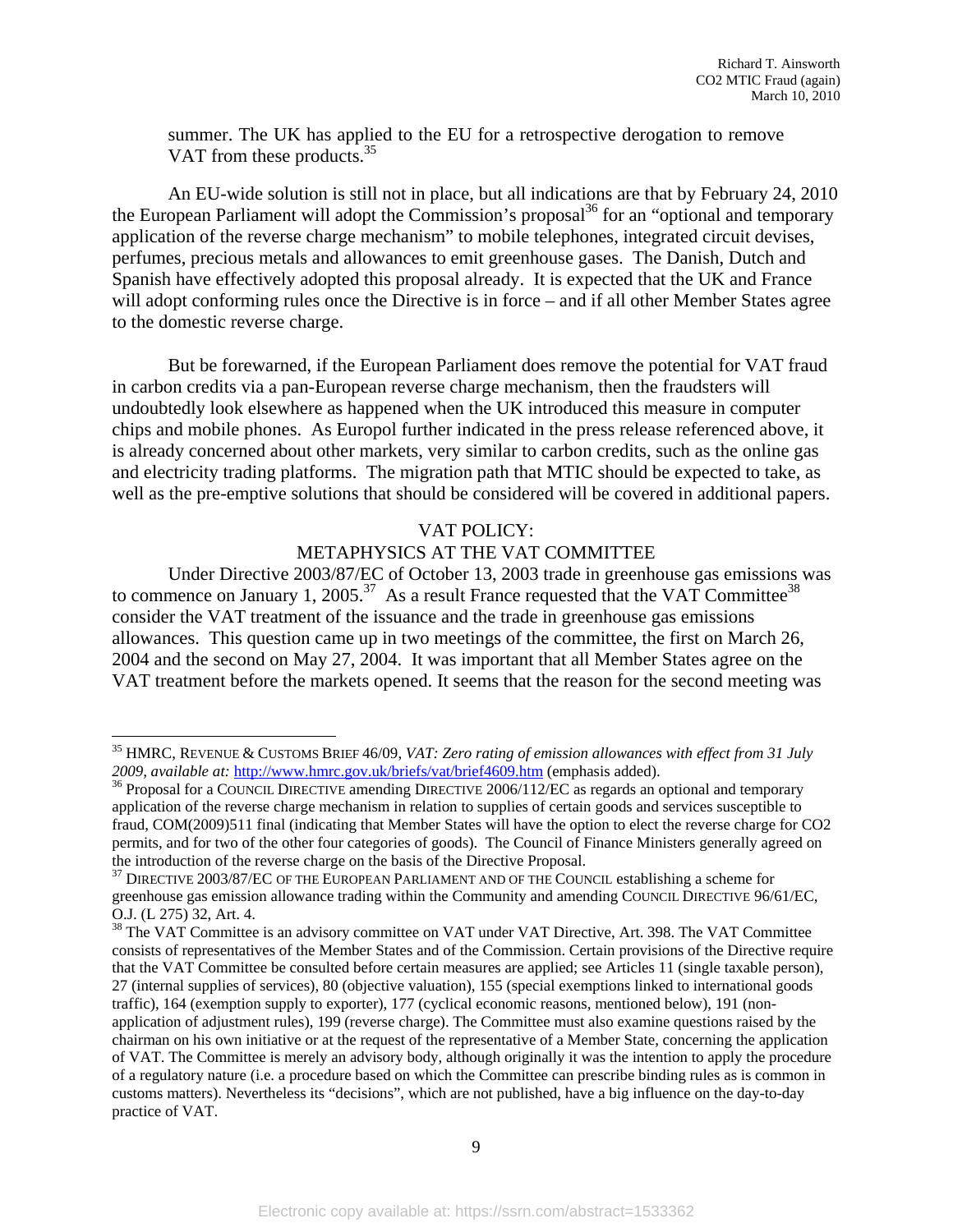summer. The UK has applied to the EU for a retrospective derogation to remove VAT from these products.[35]

An EU-wide solution is still not in place, but all indications are that by February 24, 2010 the European Parliament will adopt the Commission's proposal[36] for an "optional and temporary application of the reverse charge mechanism" to mobile telephones, integrated circuit devises, perfumes, precious metals and allowances to emit greenhouse gases. The Danish, Dutch and Spanish have effectively adopted this proposal already. It is expected that the UK and France will adopt conforming rules once the Directive is in force – and if all other Member States agree to the domestic reverse charge.

But be forewarned, if the European Parliament does remove the potential for VAT fraud in carbon credits via a pan-European reverse charge mechanism, then the fraudsters will undoubtedly look elsewhere as happened when the UK introduced this measure in computer chips and mobile phones. As Europol further indicated in the press release referenced above, it is already concerned about other markets, very similar to carbon credits, such as the online gas and electricity trading platforms. The migration path that MTIC should be expected to take, as well as the pre-emptive solutions that should be considered will be covered in additional papers.

## VAT POLICY: METAPHYSICS AT THE VAT COMMITTEE

Under Directive 2003/87/EC of October 13, 2003 trade in greenhouse gas emissions was to commence on January 1, 2005.[37] As a result France requested that the VAT Committee[38] consider the VAT treatment of the issuance and the trade in greenhouse gas emissions allowances. This question came up in two meetings of the committee, the first on March 26, 2004 and the second on May 27, 2004. It was important that all Member States agree on the VAT treatment before the markets opened. It seems that the reason for the second meeting was

---

[35] HMRC, REVENUE & CUSTOMS BRIEF 46/09, *VAT: Zero rating of emission allowances with effect from 31 July 2009, available at:* http://www.hmrc.gov.uk/briefs/vat/brief4609.htm (emphasis added).

[36] Proposal for a COUNCIL DIRECTIVE amending DIRECTIVE 2006/112/EC as regards an optional and temporary application of the reverse charge mechanism in relation to supplies of certain goods and services susceptible to fraud, COM(2009)511 final (indicating that Member States will have the option to elect the reverse charge for CO2 permits, and for two of the other four categories of goods). The Council of Finance Ministers generally agreed on the introduction of the reverse charge on the basis of the Directive Proposal.

[37] DIRECTIVE 2003/87/EC OF THE EUROPEAN PARLIAMENT AND OF THE COUNCIL establishing a scheme for greenhouse gas emission allowance trading within the Community and amending COUNCIL DIRECTIVE 96/61/EC, O.J. (L 275) 32, Art. 4.

[38] The VAT Committee is an advisory committee on VAT under VAT Directive, Art. 398. The VAT Committee consists of representatives of the Member States and of the Commission. Certain provisions of the Directive require that the VAT Committee be consulted before certain measures are applied; see Articles 11 (single taxable person), 27 (internal supplies of services), 80 (objective valuation), 155 (special exemptions linked to international goods traffic), 164 (exemption supply to exporter), 177 (cyclical economic reasons, mentioned below), 191 (non-application of adjustment rules), 199 (reverse charge). The Committee must also examine questions raised by the chairman on his own initiative or at the request of the representative of a Member State, concerning the application of VAT. The Committee is merely an advisory body, although originally it was the intention to apply the procedure of a regulatory nature (i.e. a procedure based on which the Committee can prescribe binding rules as is common in customs matters). Nevertheless its "decisions", which are not published, have a big influence on the day-to-day practice of VAT.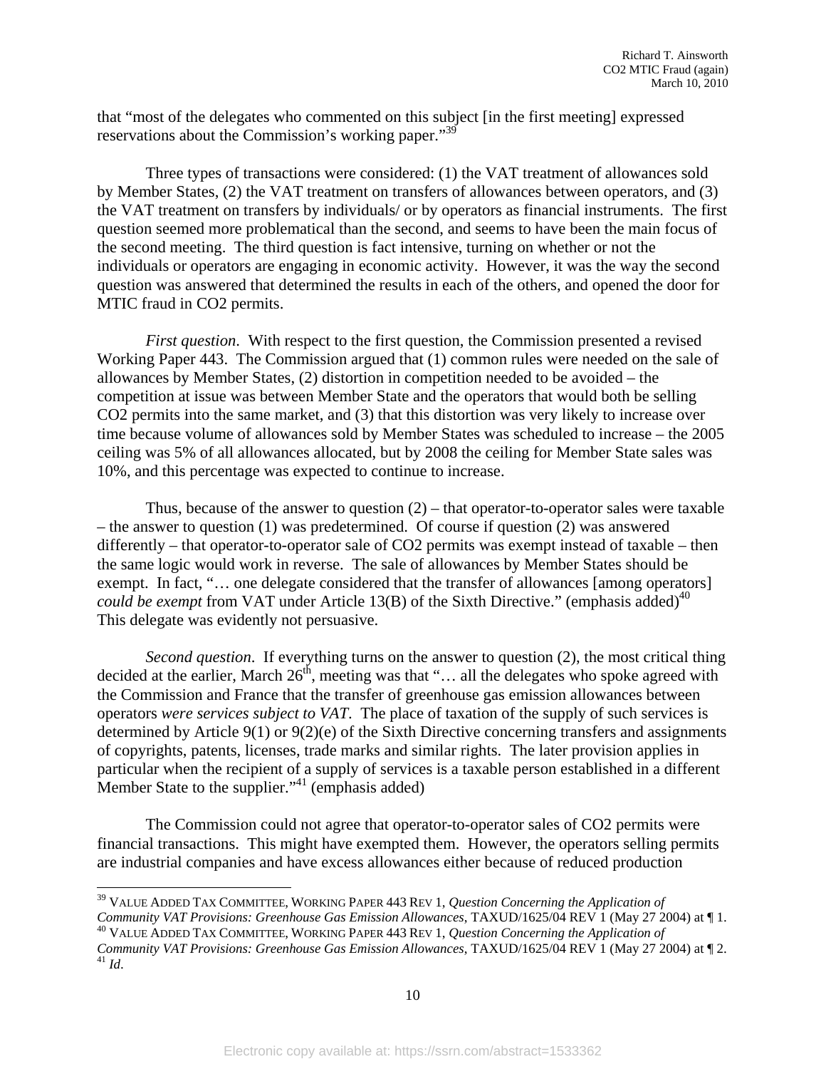that "most of the delegates who commented on this subject [in the first meeting] expressed reservations about the Commission's working paper."[39]

Three types of transactions were considered: (1) the VAT treatment of allowances sold by Member States, (2) the VAT treatment on transfers of allowances between operators, and (3) the VAT treatment on transfers by individuals/ or by operators as financial instruments. The first question seemed more problematical than the second, and seems to have been the main focus of the second meeting. The third question is fact intensive, turning on whether or not the individuals or operators are engaging in economic activity. However, it was the way the second question was answered that determined the results in each of the others, and opened the door for MTIC fraud in CO2 permits.

*First question*. With respect to the first question, the Commission presented a revised Working Paper 443. The Commission argued that (1) common rules were needed on the sale of allowances by Member States, (2) distortion in competition needed to be avoided – the competition at issue was between Member State and the operators that would both be selling CO2 permits into the same market, and (3) that this distortion was very likely to increase over time because volume of allowances sold by Member States was scheduled to increase – the 2005 ceiling was 5% of all allowances allocated, but by 2008 the ceiling for Member State sales was 10%, and this percentage was expected to continue to increase.

Thus, because of the answer to question (2) – that operator-to-operator sales were taxable – the answer to question (1) was predetermined. Of course if question (2) was answered differently – that operator-to-operator sale of CO2 permits was exempt instead of taxable – then the same logic would work in reverse. The sale of allowances by Member States should be exempt. In fact, "… one delegate considered that the transfer of allowances [among operators] *could be exempt* from VAT under Article 13(B) of the Sixth Directive." (emphasis added)[40] This delegate was evidently not persuasive.

*Second question*. If everything turns on the answer to question (2), the most critical thing decided at the earlier, March 26th, meeting was that "… all the delegates who spoke agreed with the Commission and France that the transfer of greenhouse gas emission allowances between operators *were services subject to VAT*. The place of taxation of the supply of such services is determined by Article 9(1) or 9(2)(e) of the Sixth Directive concerning transfers and assignments of copyrights, patents, licenses, trade marks and similar rights. The later provision applies in particular when the recipient of a supply of services is a taxable person established in a different Member State to the supplier."[41] (emphasis added)

The Commission could not agree that operator-to-operator sales of CO2 permits were financial transactions. This might have exempted them. However, the operators selling permits are industrial companies and have excess allowances either because of reduced production

---

[39] VALUE ADDED TAX COMMITTEE, WORKING PAPER 443 REV 1, *Question Concerning the Application of Community VAT Provisions: Greenhouse Gas Emission Allowances*, TAXUD/1625/04 REV 1 (May 27 2004) at ¶ 1.

[40] VALUE ADDED TAX COMMITTEE, WORKING PAPER 443 REV 1, *Question Concerning the Application of Community VAT Provisions: Greenhouse Gas Emission Allowances*, TAXUD/1625/04 REV 1 (May 27 2004) at ¶ 2.

[41] *Id*.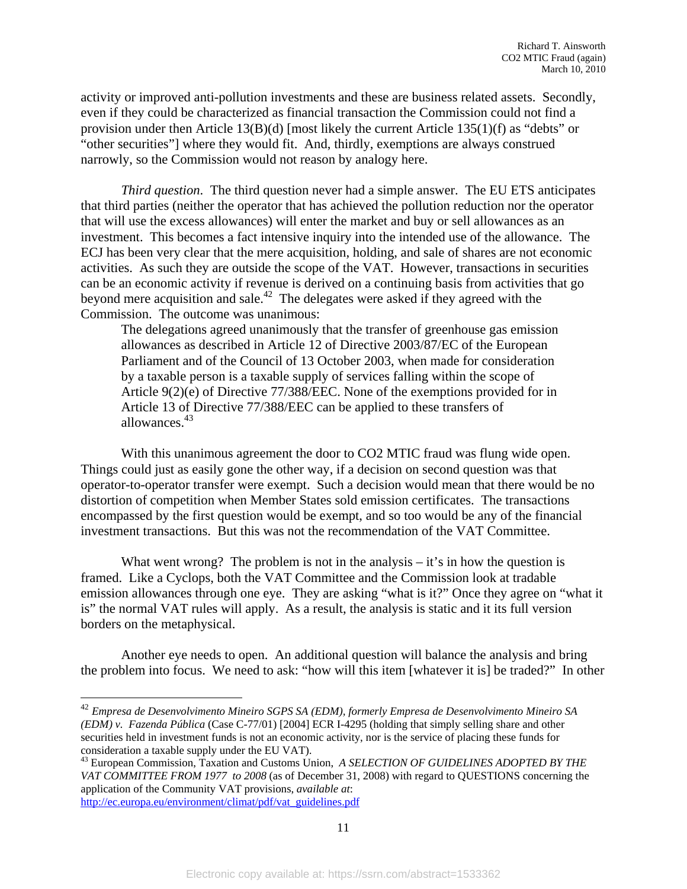activity or improved anti-pollution investments and these are business related assets. Secondly, even if they could be characterized as financial transaction the Commission could not find a provision under then Article 13(B)(d) [most likely the current Article 135(1)(f) as "debts" or "other securities"] where they would fit. And, thirdly, exemptions are always construed narrowly, so the Commission would not reason by analogy here.

*Third question*. The third question never had a simple answer. The EU ETS anticipates that third parties (neither the operator that has achieved the pollution reduction nor the operator that will use the excess allowances) will enter the market and buy or sell allowances as an investment. This becomes a fact intensive inquiry into the intended use of the allowance. The ECJ has been very clear that the mere acquisition, holding, and sale of shares are not economic activities. As such they are outside the scope of the VAT. However, transactions in securities can be an economic activity if revenue is derived on a continuing basis from activities that go beyond mere acquisition and sale.[42] The delegates were asked if they agreed with the Commission. The outcome was unanimous:

> The delegations agreed unanimously that the transfer of greenhouse gas emission allowances as described in Article 12 of Directive 2003/87/EC of the European Parliament and of the Council of 13 October 2003, when made for consideration by a taxable person is a taxable supply of services falling within the scope of Article 9(2)(e) of Directive 77/388/EEC. None of the exemptions provided for in Article 13 of Directive 77/388/EEC can be applied to these transfers of allowances.[43]

With this unanimous agreement the door to CO2 MTIC fraud was flung wide open. Things could just as easily gone the other way, if a decision on second question was that operator-to-operator transfer were exempt. Such a decision would mean that there would be no distortion of competition when Member States sold emission certificates. The transactions encompassed by the first question would be exempt, and so too would be any of the financial investment transactions. But this was not the recommendation of the VAT Committee.

What went wrong? The problem is not in the analysis – it's in how the question is framed. Like a Cyclops, both the VAT Committee and the Commission look at tradable emission allowances through one eye. They are asking "what is it?" Once they agree on "what it is" the normal VAT rules will apply. As a result, the analysis is static and it its full version borders on the metaphysical.

Another eye needs to open. An additional question will balance the analysis and bring the problem into focus. We need to ask: "how will this item [whatever it is] be traded?" In other

---

[42] *Empresa de Desenvolvimento Mineiro SGPS SA (EDM), formerly Empresa de Desenvolvimento Mineiro SA (EDM) v. Fazenda Pública* (Case C-77/01) [2004] ECR I-4295 (holding that simply selling share and other securities held in investment funds is not an economic activity, nor is the service of placing these funds for consideration a taxable supply under the EU VAT).

[43] European Commission, Taxation and Customs Union, *A SELECTION OF GUIDELINES ADOPTED BY THE VAT COMMITTEE FROM 1977 to 2008* (as of December 31, 2008) with regard to QUESTIONS concerning the application of the Community VAT provisions, *available at*: http://ec.europa.eu/environment/climat/pdf/vat_guidelines.pdf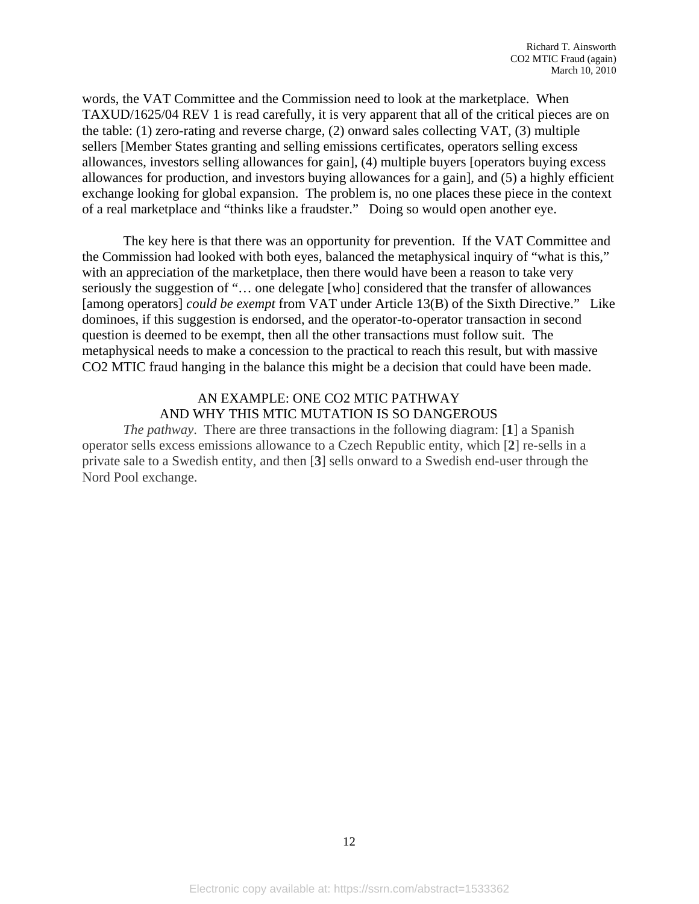words, the VAT Committee and the Commission need to look at the marketplace. When TAXUD/1625/04 REV 1 is read carefully, it is very apparent that all of the critical pieces are on the table: (1) zero-rating and reverse charge, (2) onward sales collecting VAT, (3) multiple sellers [Member States granting and selling emissions certificates, operators selling excess allowances, investors selling allowances for gain], (4) multiple buyers [operators buying excess allowances for production, and investors buying allowances for a gain], and (5) a highly efficient exchange looking for global expansion. The problem is, no one places these piece in the context of a real marketplace and "thinks like a fraudster." Doing so would open another eye.

The key here is that there was an opportunity for prevention. If the VAT Committee and the Commission had looked with both eyes, balanced the metaphysical inquiry of "what is this," with an appreciation of the marketplace, then there would have been a reason to take very seriously the suggestion of "… one delegate [who] considered that the transfer of allowances [among operators] *could be exempt* from VAT under Article 13(B) of the Sixth Directive." Like dominoes, if this suggestion is endorsed, and the operator-to-operator transaction in second question is deemed to be exempt, then all the other transactions must follow suit. The metaphysical needs to make a concession to the practical to reach this result, but with massive CO2 MTIC fraud hanging in the balance this might be a decision that could have been made.

## AN EXAMPLE: ONE CO2 MTIC PATHWAY AND WHY THIS MTIC MUTATION IS SO DANGEROUS

*The pathway*. There are three transactions in the following diagram: [**1**] a Spanish operator sells excess emissions allowance to a Czech Republic entity, which [**2**] re-sells in a private sale to a Swedish entity, and then [**3**] sells onward to a Swedish end-user through the Nord Pool exchange.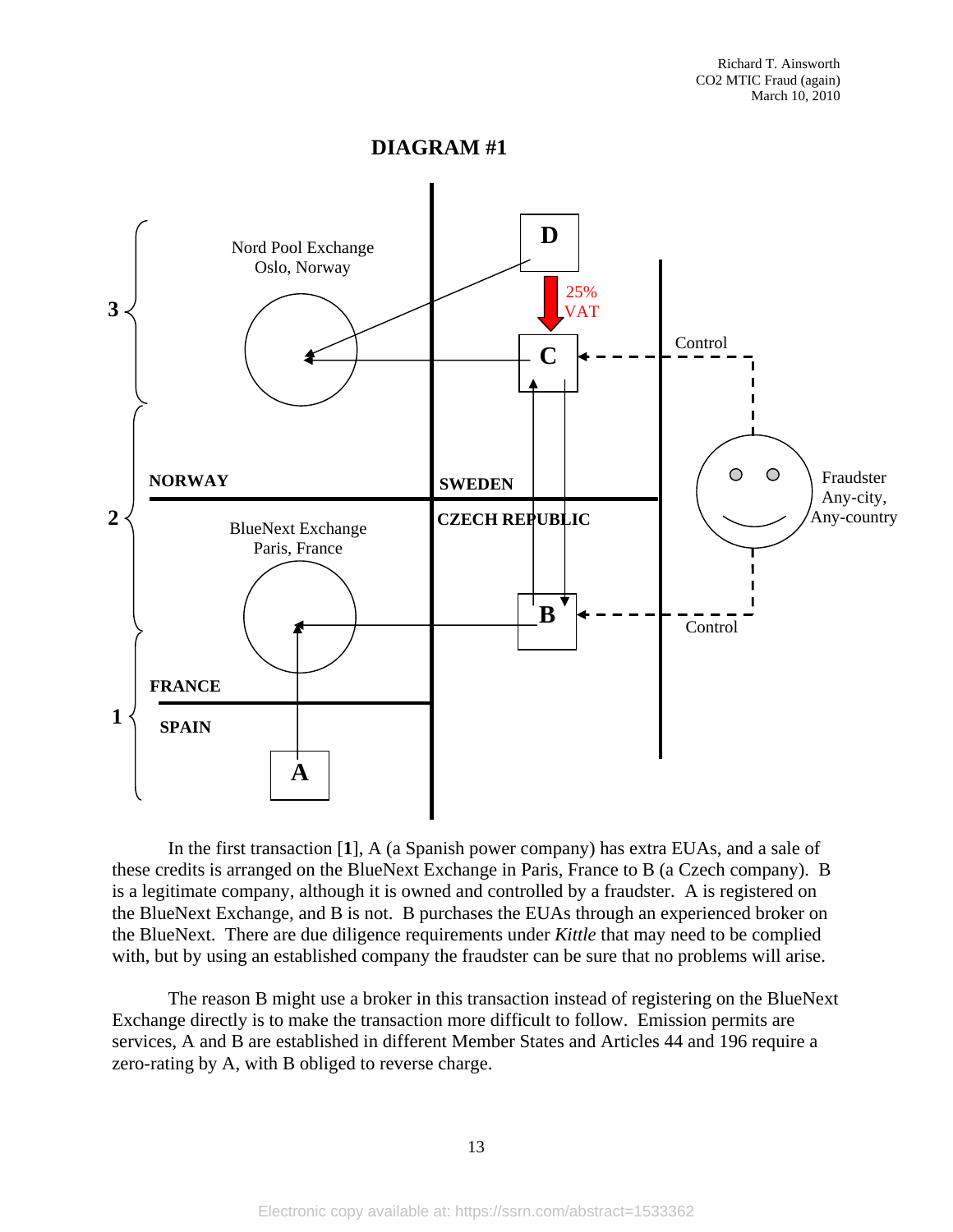## DIAGRAM #1

In the first transaction [**1**], A (a Spanish power company) has extra EUAs, and a sale of these credits is arranged on the BlueNext Exchange in Paris, France to B (a Czech company). B is a legitimate company, although it is owned and controlled by a fraudster. A is registered on the BlueNext Exchange, and B is not. B purchases the EUAs through an experienced broker on the BlueNext. There are due diligence requirements under *Kittle* that may need to be complied with, but by using an established company the fraudster can be sure that no problems will arise.

The reason B might use a broker in this transaction instead of registering on the BlueNext Exchange directly is to make the transaction more difficult to follow. Emission permits are services, A and B are established in different Member States and Articles 44 and 196 require a zero-rating by A, with B obliged to reverse charge.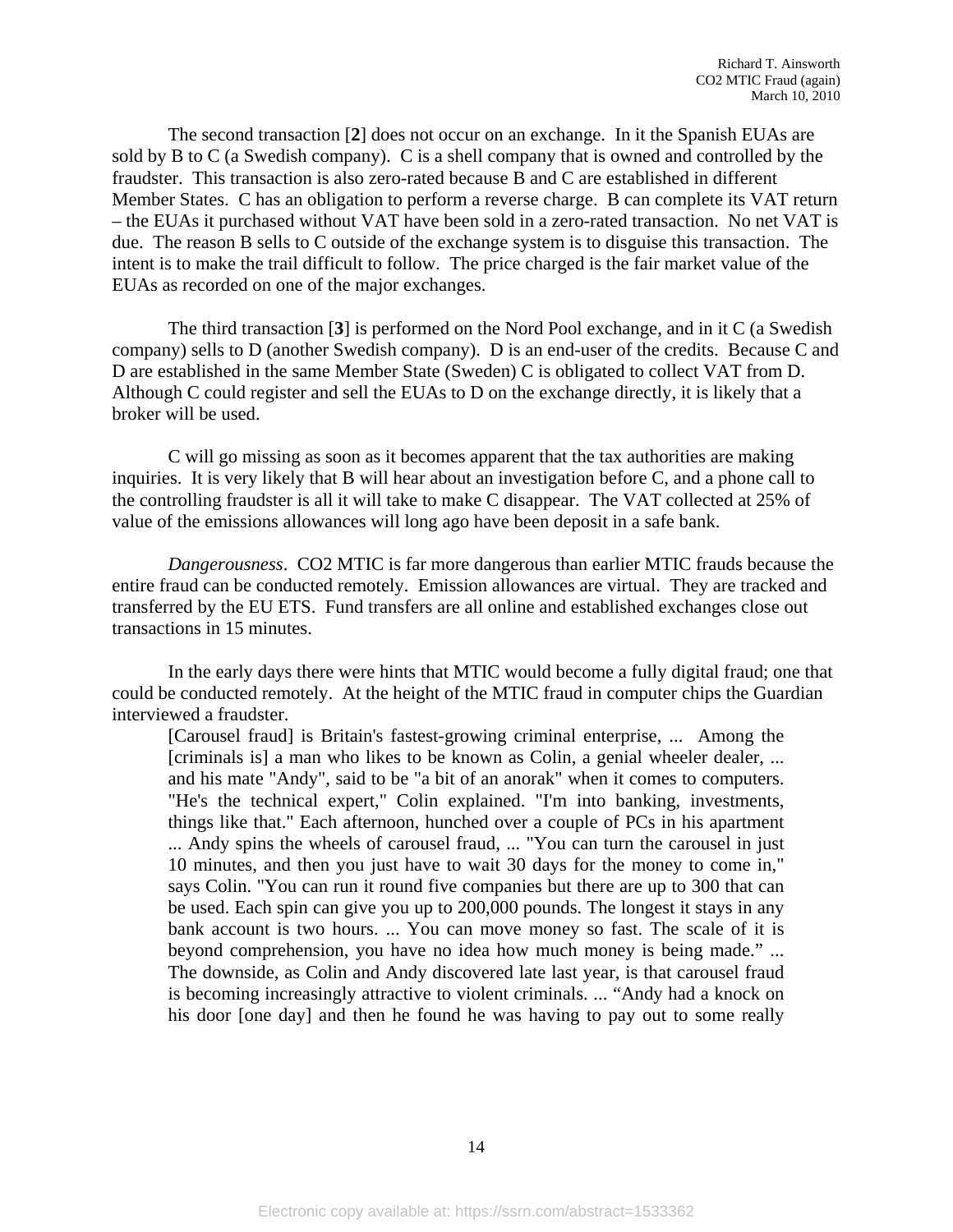The second transaction [**2**] does not occur on an exchange. In it the Spanish EUAs are sold by B to C (a Swedish company). C is a shell company that is owned and controlled by the fraudster. This transaction is also zero-rated because B and C are established in different Member States. C has an obligation to perform a reverse charge. B can complete its VAT return – the EUAs it purchased without VAT have been sold in a zero-rated transaction. No net VAT is due. The reason B sells to C outside of the exchange system is to disguise this transaction. The intent is to make the trail difficult to follow. The price charged is the fair market value of the EUAs as recorded on one of the major exchanges.

The third transaction [**3**] is performed on the Nord Pool exchange, and in it C (a Swedish company) sells to D (another Swedish company). D is an end-user of the credits. Because C and D are established in the same Member State (Sweden) C is obligated to collect VAT from D. Although C could register and sell the EUAs to D on the exchange directly, it is likely that a broker will be used.

C will go missing as soon as it becomes apparent that the tax authorities are making inquiries. It is very likely that B will hear about an investigation before C, and a phone call to the controlling fraudster is all it will take to make C disappear. The VAT collected at 25% of value of the emissions allowances will long ago have been deposit in a safe bank.

*Dangerousness*. CO2 MTIC is far more dangerous than earlier MTIC frauds because the entire fraud can be conducted remotely. Emission allowances are virtual. They are tracked and transferred by the EU ETS. Fund transfers are all online and established exchanges close out transactions in 15 minutes.

In the early days there were hints that MTIC would become a fully digital fraud; one that could be conducted remotely. At the height of the MTIC fraud in computer chips the Guardian interviewed a fraudster.

> [Carousel fraud] is Britain's fastest-growing criminal enterprise, ... Among the [criminals is] a man who likes to be known as Colin, a genial wheeler dealer, ... and his mate "Andy", said to be "a bit of an anorak" when it comes to computers. "He's the technical expert," Colin explained. "I'm into banking, investments, things like that." Each afternoon, hunched over a couple of PCs in his apartment ... Andy spins the wheels of carousel fraud, ... "You can turn the carousel in just 10 minutes, and then you just have to wait 30 days for the money to come in," says Colin. "You can run it round five companies but there are up to 300 that can be used. Each spin can give you up to 200,000 pounds. The longest it stays in any bank account is two hours. ... You can move money so fast. The scale of it is beyond comprehension, you have no idea how much money is being made." ... The downside, as Colin and Andy discovered late last year, is that carousel fraud is becoming increasingly attractive to violent criminals. ... "Andy had a knock on his door [one day] and then he found he was having to pay out to some really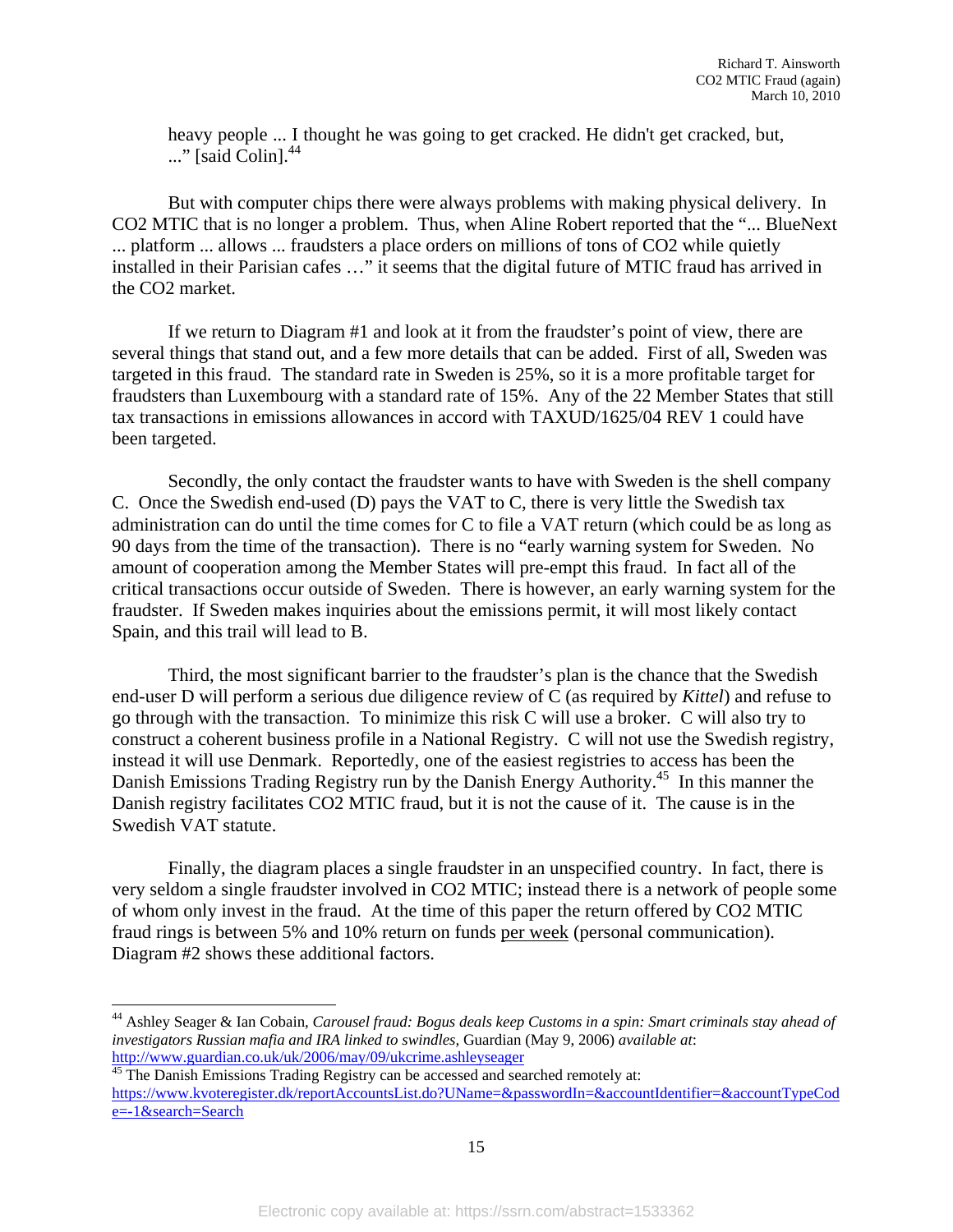heavy people ... I thought he was going to get cracked. He didn't get cracked, but, ..." [said Colin].[44]

But with computer chips there were always problems with making physical delivery. In CO2 MTIC that is no longer a problem. Thus, when Aline Robert reported that the "... BlueNext ... platform ... allows ... fraudsters a place orders on millions of tons of CO2 while quietly installed in their Parisian cafes …" it seems that the digital future of MTIC fraud has arrived in the CO2 market.

If we return to Diagram #1 and look at it from the fraudster's point of view, there are several things that stand out, and a few more details that can be added. First of all, Sweden was targeted in this fraud. The standard rate in Sweden is 25%, so it is a more profitable target for fraudsters than Luxembourg with a standard rate of 15%. Any of the 22 Member States that still tax transactions in emissions allowances in accord with TAXUD/1625/04 REV 1 could have been targeted.

Secondly, the only contact the fraudster wants to have with Sweden is the shell company C. Once the Swedish end-used (D) pays the VAT to C, there is very little the Swedish tax administration can do until the time comes for C to file a VAT return (which could be as long as 90 days from the time of the transaction). There is no "early warning system for Sweden. No amount of cooperation among the Member States will pre-empt this fraud. In fact all of the critical transactions occur outside of Sweden. There is however, an early warning system for the fraudster. If Sweden makes inquiries about the emissions permit, it will most likely contact Spain, and this trail will lead to B.

Third, the most significant barrier to the fraudster's plan is the chance that the Swedish end-user D will perform a serious due diligence review of C (as required by *Kittel*) and refuse to go through with the transaction. To minimize this risk C will use a broker. C will also try to construct a coherent business profile in a National Registry. C will not use the Swedish registry, instead it will use Denmark. Reportedly, one of the easiest registries to access has been the Danish Emissions Trading Registry run by the Danish Energy Authority.[45] In this manner the Danish registry facilitates CO2 MTIC fraud, but it is not the cause of it. The cause is in the Swedish VAT statute.

Finally, the diagram places a single fraudster in an unspecified country. In fact, there is very seldom a single fraudster involved in CO2 MTIC; instead there is a network of people some of whom only invest in the fraud. At the time of this paper the return offered by CO2 MTIC fraud rings is between 5% and 10% return on funds <u>per week</u> (personal communication). Diagram #2 shows these additional factors.

---

[44] Ashley Seager & Ian Cobain, *Carousel fraud: Bogus deals keep Customs in a spin: Smart criminals stay ahead of investigators Russian mafia and IRA linked to swindles*, Guardian (May 9, 2006) *available at*: http://www.guardian.co.uk/uk/2006/may/09/ukcrime.ashleyseager

[45] The Danish Emissions Trading Registry can be accessed and searched remotely at: https://www.kvoteregister.dk/reportAccountsList.do?UName=&passwordIn=&accountIdentifier=&accountTypeCode=-1&search=Search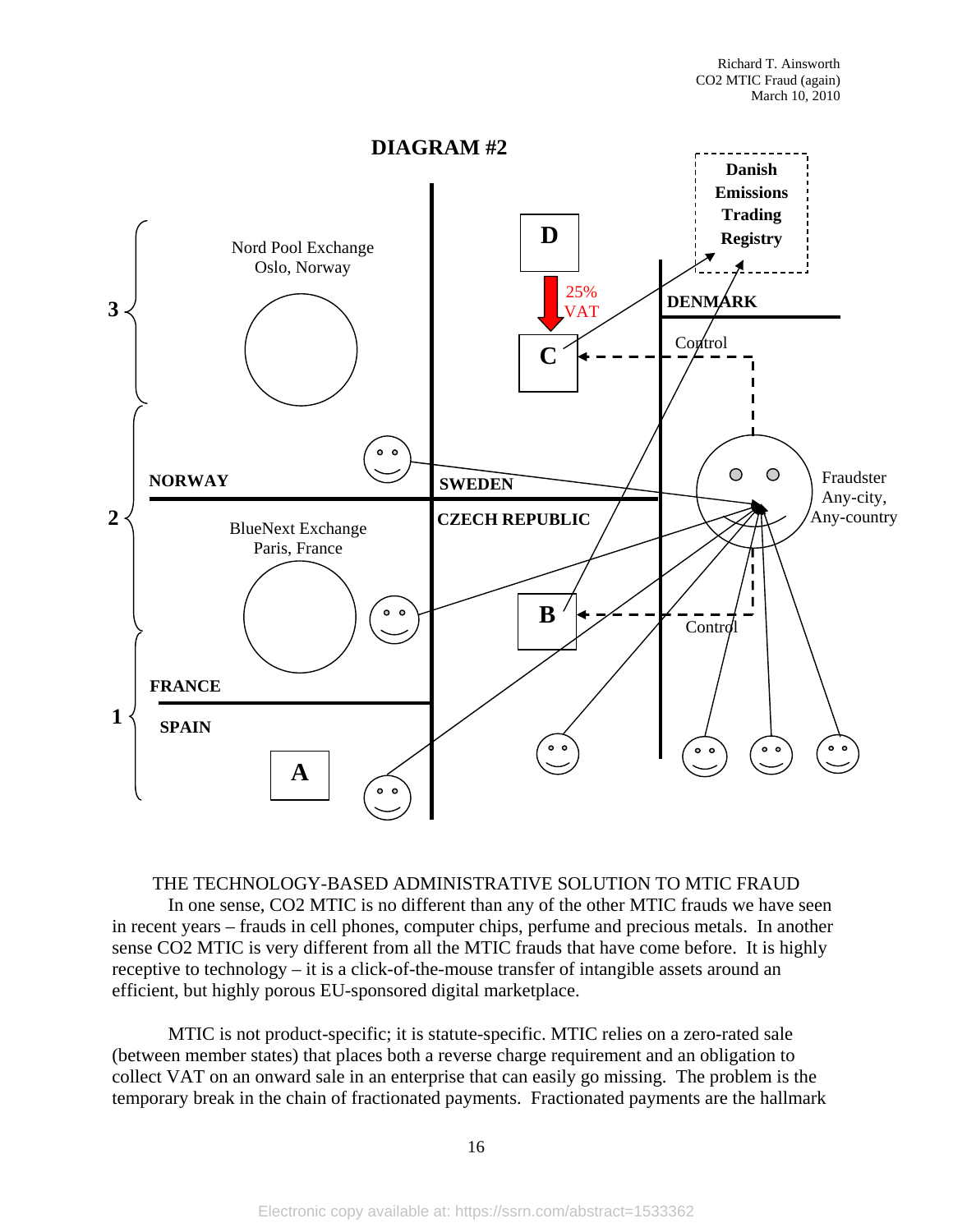## DIAGRAM #2

Danish Emissions Trading Registry

Nord Pool Exchange
Oslo, Norway

D

25% VAT

C

DENMARK

Control

NORWAY

SWEDEN

CZECH REPUBLIC

BlueNext Exchange
Paris, France

B

Control

Fraudster
Any-city,
Any-country

FRANCE

SPAIN

A

3

2

1

THE TECHNOLOGY-BASED ADMINISTRATIVE SOLUTION TO MTIC FRAUD

In one sense, CO2 MTIC is no different than any of the other MTIC frauds we have seen in recent years – frauds in cell phones, computer chips, perfume and precious metals. In another sense CO2 MTIC is very different from all the MTIC frauds that have come before. It is highly receptive to technology – it is a click-of-the-mouse transfer of intangible assets around an efficient, but highly porous EU-sponsored digital marketplace.

MTIC is not product-specific; it is statute-specific. MTIC relies on a zero-rated sale (between member states) that places both a reverse charge requirement and an obligation to collect VAT on an onward sale in an enterprise that can easily go missing. The problem is the temporary break in the chain of fractionated payments. Fractionated payments are the hallmark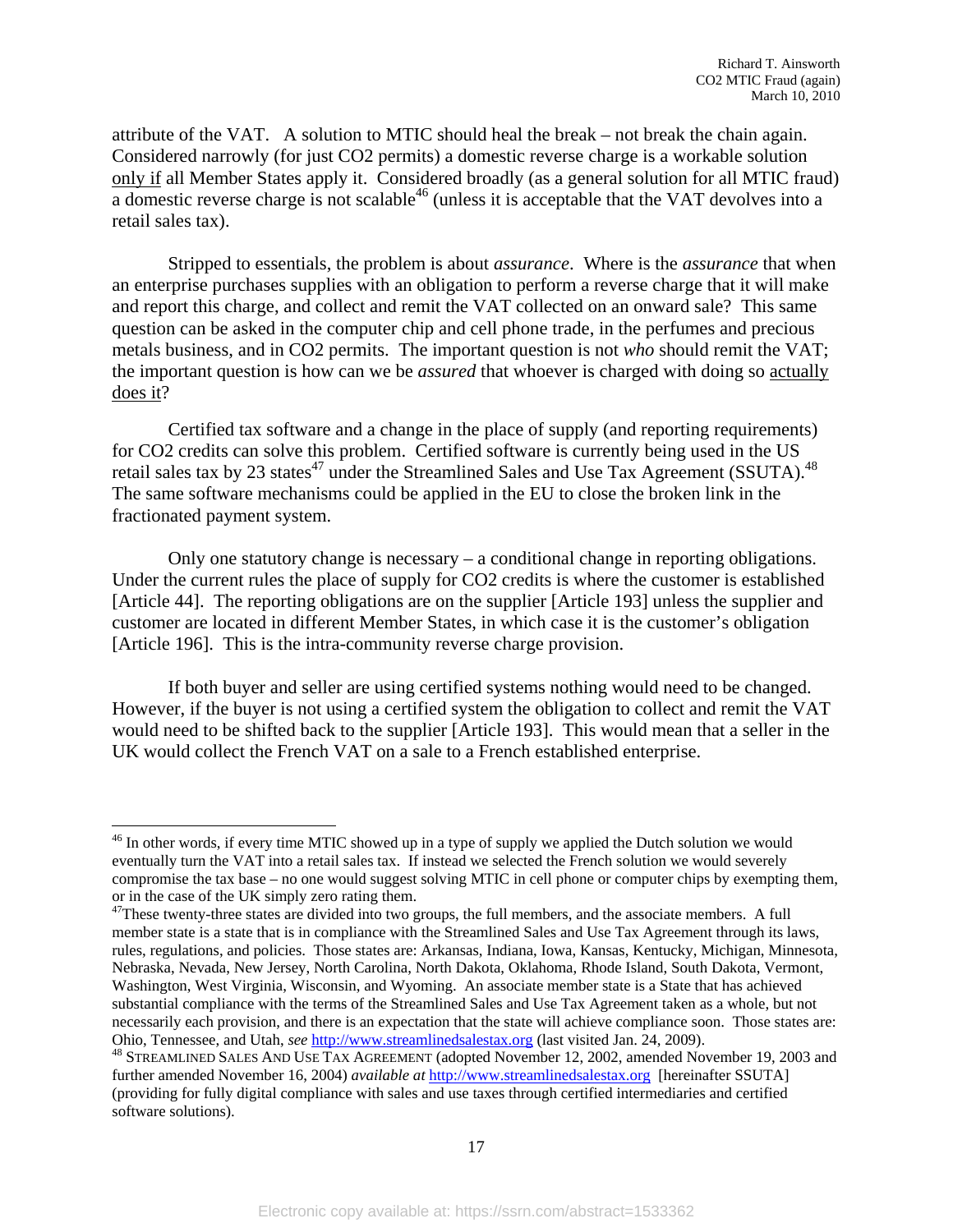attribute of the VAT. A solution to MTIC should heal the break – not break the chain again. Considered narrowly (for just $CO_2$ permits) a domestic reverse charge is a workable solution only if all Member States apply it. Considered broadly (as a general solution for all MTIC fraud) a domestic reverse charge is not scalable[46] (unless it is acceptable that the VAT devolves into a retail sales tax).

Stripped to essentials, the problem is about *assurance*. Where is the *assurance* that when an enterprise purchases supplies with an obligation to perform a reverse charge that it will make and report this charge, and collect and remit the VAT collected on an onward sale? This same question can be asked in the computer chip and cell phone trade, in the perfumes and precious metals business, and in $CO_2$ permits. The important question is not *who* should remit the VAT; the important question is how can we be *assured* that whoever is charged with doing so actually does it?

Certified tax software and a change in the place of supply (and reporting requirements) for $CO_2$ credits can solve this problem. Certified software is currently being used in the US retail sales tax by 23 states[47] under the Streamlined Sales and Use Tax Agreement (SSUTA).[48] The same software mechanisms could be applied in the EU to close the broken link in the fractionated payment system.

Only one statutory change is necessary – a conditional change in reporting obligations. Under the current rules the place of supply for $CO_2$ credits is where the customer is established [Article 44]. The reporting obligations are on the supplier [Article 193] unless the supplier and customer are located in different Member States, in which case it is the customer's obligation [Article 196]. This is the intra-community reverse charge provision.

If both buyer and seller are using certified systems nothing would need to be changed. However, if the buyer is not using a certified system the obligation to collect and remit the VAT would need to be shifted back to the supplier [Article 193]. This would mean that a seller in the UK would collect the French VAT on a sale to a French established enterprise.

---

[46] In other words, if every time MTIC showed up in a type of supply we applied the Dutch solution we would eventually turn the VAT into a retail sales tax. If instead we selected the French solution we would severely compromise the tax base – no one would suggest solving MTIC in cell phone or computer chips by exempting them, or in the case of the UK simply zero rating them.

[47] These twenty-three states are divided into two groups, the full members, and the associate members. A full member state is a state that is in compliance with the Streamlined Sales and Use Tax Agreement through its laws, rules, regulations, and policies. Those states are: Arkansas, Indiana, Iowa, Kansas, Kentucky, Michigan, Minnesota, Nebraska, Nevada, New Jersey, North Carolina, North Dakota, Oklahoma, Rhode Island, South Dakota, Vermont, Washington, West Virginia, Wisconsin, and Wyoming. An associate member state is a State that has achieved substantial compliance with the terms of the Streamlined Sales and Use Tax Agreement taken as a whole, but not necessarily each provision, and there is an expectation that the state will achieve compliance soon. Those states are: Ohio, Tennessee, and Utah, *see* http://www.streamlinedsalestax.org (last visited Jan. 24, 2009).

[48] STREAMLINED SALES AND USE TAX AGREEMENT (adopted November 12, 2002, amended November 19, 2003 and further amended November 16, 2004) *available at* http://www.streamlinedsalestax.org [hereinafter SSUTA] (providing for fully digital compliance with sales and use taxes through certified intermediaries and certified software solutions).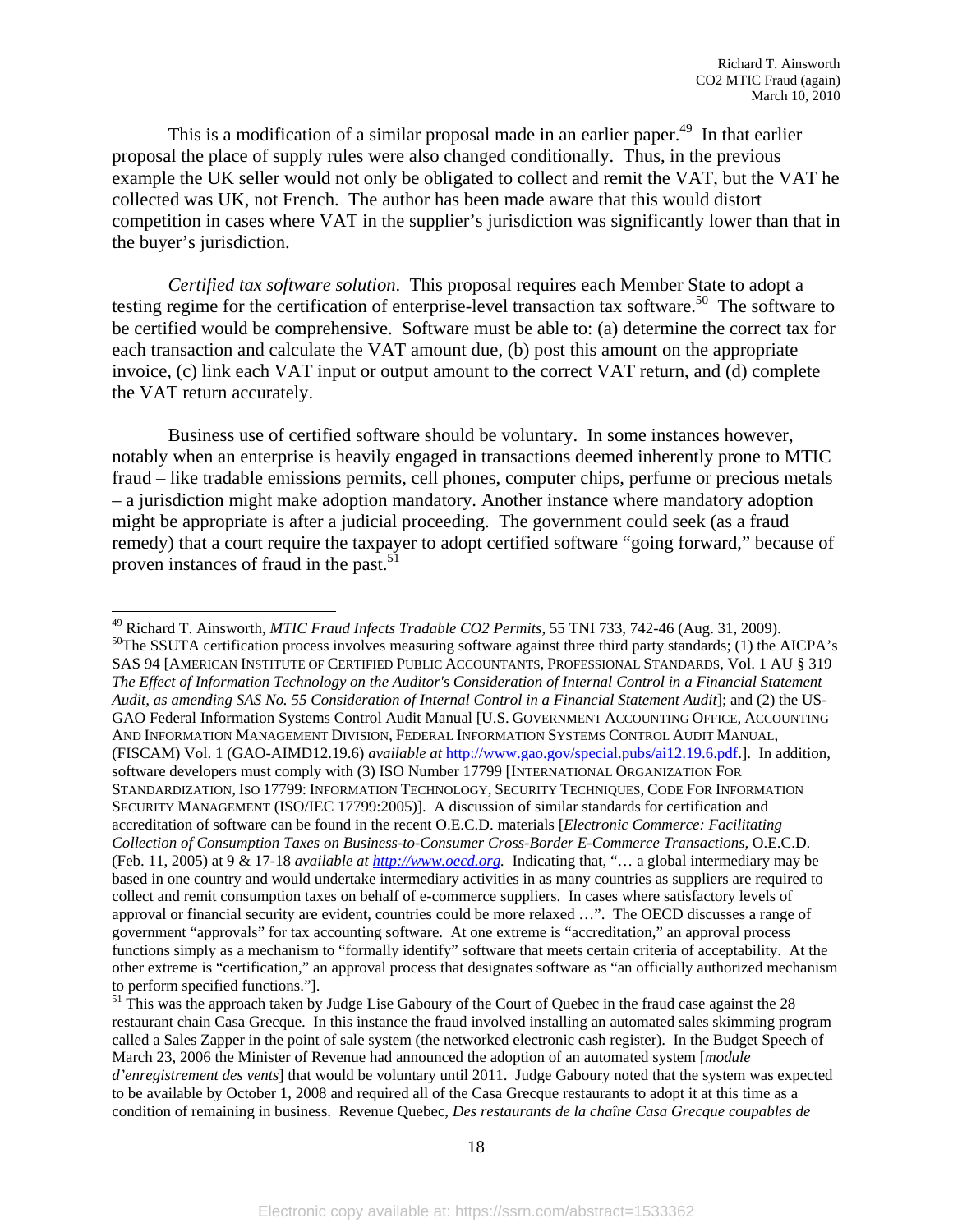This is a modification of a similar proposal made in an earlier paper.[49] In that earlier proposal the place of supply rules were also changed conditionally. Thus, in the previous example the UK seller would not only be obligated to collect and remit the VAT, but the VAT he collected was UK, not French. The author has been made aware that this would distort competition in cases where VAT in the supplier's jurisdiction was significantly lower than that in the buyer's jurisdiction.

*Certified tax software solution*. This proposal requires each Member State to adopt a testing regime for the certification of enterprise-level transaction tax software.[50] The software to be certified would be comprehensive. Software must be able to: (a) determine the correct tax for each transaction and calculate the VAT amount due, (b) post this amount on the appropriate invoice, (c) link each VAT input or output amount to the correct VAT return, and (d) complete the VAT return accurately.

Business use of certified software should be voluntary. In some instances however, notably when an enterprise is heavily engaged in transactions deemed inherently prone to MTIC fraud – like tradable emissions permits, cell phones, computer chips, perfume or precious metals – a jurisdiction might make adoption mandatory. Another instance where mandatory adoption might be appropriate is after a judicial proceeding. The government could seek (as a fraud remedy) that a court require the taxpayer to adopt certified software "going forward," because of proven instances of fraud in the past.[51]

---

[49] Richard T. Ainsworth, *MTIC Fraud Infects Tradable CO2 Permits,* 55 TNI 733, 742-46 (Aug. 31, 2009).

[50] The SSUTA certification process involves measuring software against three third party standards; (1) the AICPA's SAS 94 [AMERICAN INSTITUTE OF CERTIFIED PUBLIC ACCOUNTANTS, PROFESSIONAL STANDARDS, Vol. 1 AU § 319 *The Effect of Information Technology on the Auditor's Consideration of Internal Control in a Financial Statement Audit, as amending SAS No. 55 Consideration of Internal Control in a Financial Statement Audit*]; and (2) the US-GAO Federal Information Systems Control Audit Manual [U.S. GOVERNMENT ACCOUNTING OFFICE, ACCOUNTING AND INFORMATION MANAGEMENT DIVISION, FEDERAL INFORMATION SYSTEMS CONTROL AUDIT MANUAL, (FISCAM) Vol. 1 (GAO-AIMD12.19.6) *available at* http://www.gao.gov/special.pubs/ai12.19.6.pdf.]. In addition, software developers must comply with (3) ISO Number 17799 [INTERNATIONAL ORGANIZATION FOR STANDARDIZATION, ISO 17799: INFORMATION TECHNOLOGY, SECURITY TECHNIQUES, CODE FOR INFORMATION SECURITY MANAGEMENT (ISO/IEC 17799:2005)]. A discussion of similar standards for certification and accreditation of software can be found in the recent O.E.C.D. materials [*Electronic Commerce: Facilitating Collection of Consumption Taxes on Business-to-Consumer Cross-Border E-Commerce Transactions*, O.E.C.D. (Feb. 11, 2005) at 9 & 17-18 *available at http://www.oecd.org*. Indicating that, "… a global intermediary may be based in one country and would undertake intermediary activities in as many countries as suppliers are required to collect and remit consumption taxes on behalf of e-commerce suppliers. In cases where satisfactory levels of approval or financial security are evident, countries could be more relaxed …". The OECD discusses a range of government "approvals" for tax accounting software. At one extreme is "accreditation," an approval process functions simply as a mechanism to "formally identify" software that meets certain criteria of acceptability. At the other extreme is "certification," an approval process that designates software as "an officially authorized mechanism to perform specified functions."].

[51] This was the approach taken by Judge Lise Gaboury of the Court of Quebec in the fraud case against the 28 restaurant chain Casa Grecque. In this instance the fraud involved installing an automated sales skimming program called a Sales Zapper in the point of sale system (the networked electronic cash register). In the Budget Speech of March 23, 2006 the Minister of Revenue had announced the adoption of an automated system [*module d'enregistrement des ventes*] that would be voluntary until 2011. Judge Gaboury noted that the system was expected to be available by October 1, 2008 and required all of the Casa Grecque restaurants to adopt it at this time as a condition of remaining in business. Revenue Quebec, *Des restaurants de la chaîne Casa Grecque coupables de*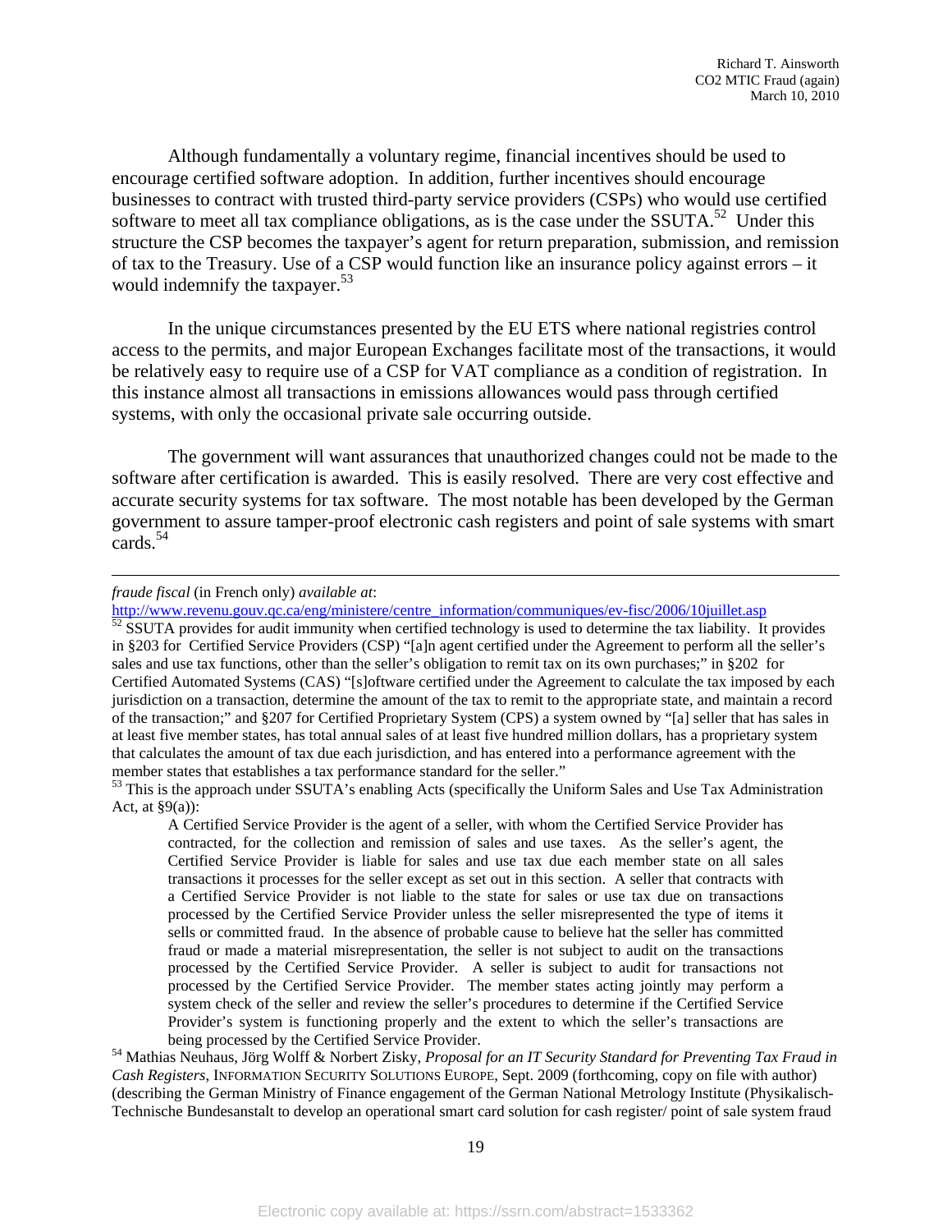Although fundamentally a voluntary regime, financial incentives should be used to encourage certified software adoption. In addition, further incentives should encourage businesses to contract with trusted third-party service providers (CSPs) who would use certified software to meet all tax compliance obligations, as is the case under the SSUTA.[52] Under this structure the CSP becomes the taxpayer's agent for return preparation, submission, and remission of tax to the Treasury. Use of a CSP would function like an insurance policy against errors – it would indemnify the taxpayer.[53]

In the unique circumstances presented by the EU ETS where national registries control access to the permits, and major European Exchanges facilitate most of the transactions, it would be relatively easy to require use of a CSP for VAT compliance as a condition of registration. In this instance almost all transactions in emissions allowances would pass through certified systems, with only the occasional private sale occurring outside.

The government will want assurances that unauthorized changes could not be made to the software after certification is awarded. This is easily resolved. There are very cost effective and accurate security systems for tax software. The most notable has been developed by the German government to assure tamper-proof electronic cash registers and point of sale systems with smart cards.[54]

---

*fraude fiscal* (in French only) *available at*: http://www.revenu.gouv.qc.ca/eng/ministere/centre_information/communiques/ev-fisc/2006/10juillet.asp

[52] SSUTA provides for audit immunity when certified technology is used to determine the tax liability. It provides in §203 for Certified Service Providers (CSP) "[a]n agent certified under the Agreement to perform all the seller's sales and use tax functions, other than the seller's obligation to remit tax on its own purchases;" in §202 for Certified Automated Systems (CAS) "[s]oftware certified under the Agreement to calculate the tax imposed by each jurisdiction on a transaction, determine the amount of the tax to remit to the appropriate state, and maintain a record of the transaction;" and §207 for Certified Proprietary System (CPS) a system owned by "[a] seller that has sales in at least five member states, has total annual sales of at least five hundred million dollars, has a proprietary system that calculates the amount of tax due each jurisdiction, and has entered into a performance agreement with the member states that establishes a tax performance standard for the seller."

[53] This is the approach under SSUTA's enabling Acts (specifically the Uniform Sales and Use Tax Administration Act, at §9(a)):

> A Certified Service Provider is the agent of a seller, with whom the Certified Service Provider has contracted, for the collection and remission of sales and use taxes. As the seller's agent, the Certified Service Provider is liable for sales and use tax due each member state on all sales transactions it processes for the seller except as set out in this section. A seller that contracts with a Certified Service Provider is not liable to the state for sales or use tax due on transactions processed by the Certified Service Provider unless the seller misrepresented the type of items it sells or committed fraud. In the absence of probable cause to believe hat the seller has committed fraud or made a material misrepresentation, the seller is not subject to audit on the transactions processed by the Certified Service Provider. A seller is subject to audit for transactions not processed by the Certified Service Provider. The member states acting jointly may perform a system check of the seller and review the seller's procedures to determine if the Certified Service Provider's system is functioning properly and the extent to which the seller's transactions are being processed by the Certified Service Provider.

[54] Mathias Neuhaus, Jörg Wolff & Norbert Zisky, *Proposal for an IT Security Standard for Preventing Tax Fraud in Cash Registers*, INFORMATION SECURITY SOLUTIONS EUROPE, Sept. 2009 (forthcoming, copy on file with author) (describing the German Ministry of Finance engagement of the German National Metrology Institute (Physikalisch-Technische Bundesanstalt to develop an operational smart card solution for cash register/ point of sale system fraud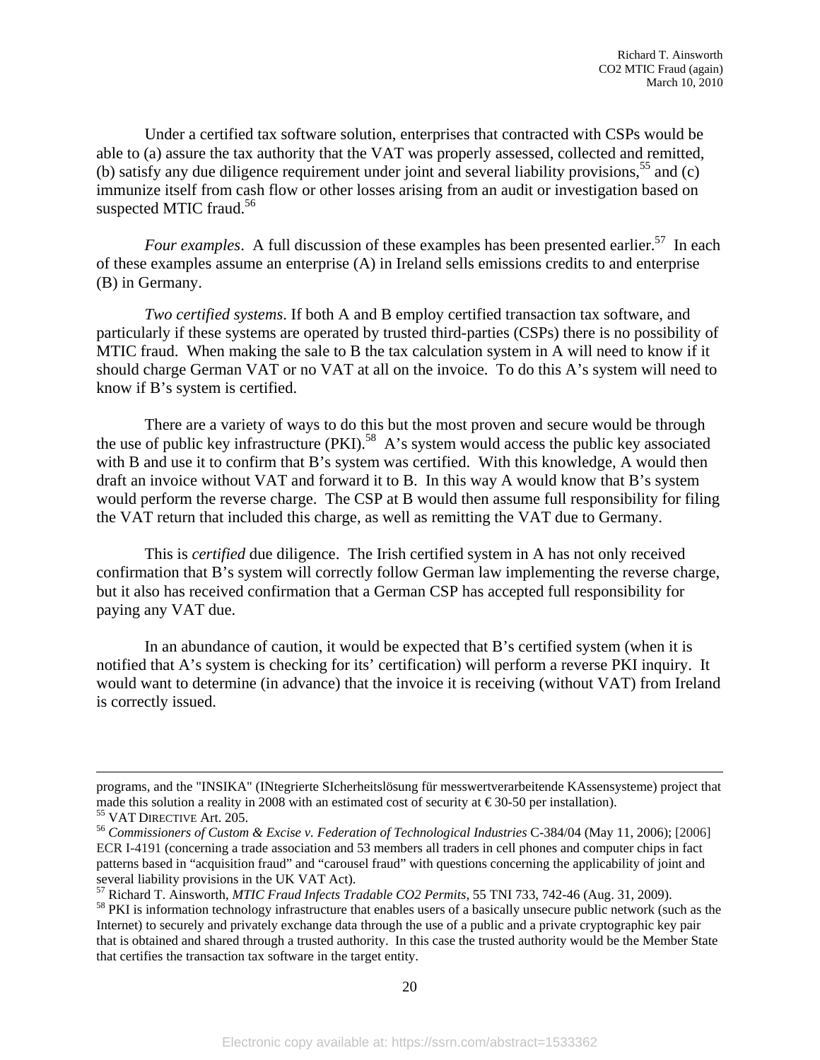Under a certified tax software solution, enterprises that contracted with CSPs would be able to (a) assure the tax authority that the VAT was properly assessed, collected and remitted, (b) satisfy any due diligence requirement under joint and several liability provisions,[55] and (c) immunize itself from cash flow or other losses arising from an audit or investigation based on suspected MTIC fraud.[56]

*Four examples*. A full discussion of these examples has been presented earlier.[57] In each of these examples assume an enterprise (A) in Ireland sells emissions credits to and enterprise (B) in Germany.

*Two certified systems*. If both A and B employ certified transaction tax software, and particularly if these systems are operated by trusted third-parties (CSPs) there is no possibility of MTIC fraud. When making the sale to B the tax calculation system in A will need to know if it should charge German VAT or no VAT at all on the invoice. To do this A's system will need to know if B's system is certified.

There are a variety of ways to do this but the most proven and secure would be through the use of public key infrastructure (PKI).[58] A's system would access the public key associated with B and use it to confirm that B's system was certified. With this knowledge, A would then draft an invoice without VAT and forward it to B. In this way A would know that B's system would perform the reverse charge. The CSP at B would then assume full responsibility for filing the VAT return that included this charge, as well as remitting the VAT due to Germany.

This is *certified* due diligence. The Irish certified system in A has not only received confirmation that B's system will correctly follow German law implementing the reverse charge, but it also has received confirmation that a German CSP has accepted full responsibility for paying any VAT due.

In an abundance of caution, it would be expected that B's certified system (when it is notified that A's system is checking for its' certification) will perform a reverse PKI inquiry. It would want to determine (in advance) that the invoice it is receiving (without VAT) from Ireland is correctly issued.

---

programs, and the "INSIKA" (INtegrierte SIcherheitslösung für messwertverarbeitende KAssensysteme) project that made this solution a reality in 2008 with an estimated cost of security at €30-50 per installation).

[55] VAT DIRECTIVE Art. 205.

[56] *Commissioners of Custom & Excise v. Federation of Technological Industries* C-384/04 (May 11, 2006); [2006] ECR I-4191 (concerning a trade association and 53 members all traders in cell phones and computer chips in fact patterns based in "acquisition fraud" and "carousel fraud" with questions concerning the applicability of joint and several liability provisions in the UK VAT Act).

[57] Richard T. Ainsworth, *MTIC Fraud Infects Tradable CO2 Permits,* 55 TNI 733, 742-46 (Aug. 31, 2009).

[58] PKI is information technology infrastructure that enables users of a basically unsecure public network (such as the Internet) to securely and privately exchange data through the use of a public and a private cryptographic key pair that is obtained and shared through a trusted authority. In this case the trusted authority would be the Member State that certifies the transaction tax software in the target entity.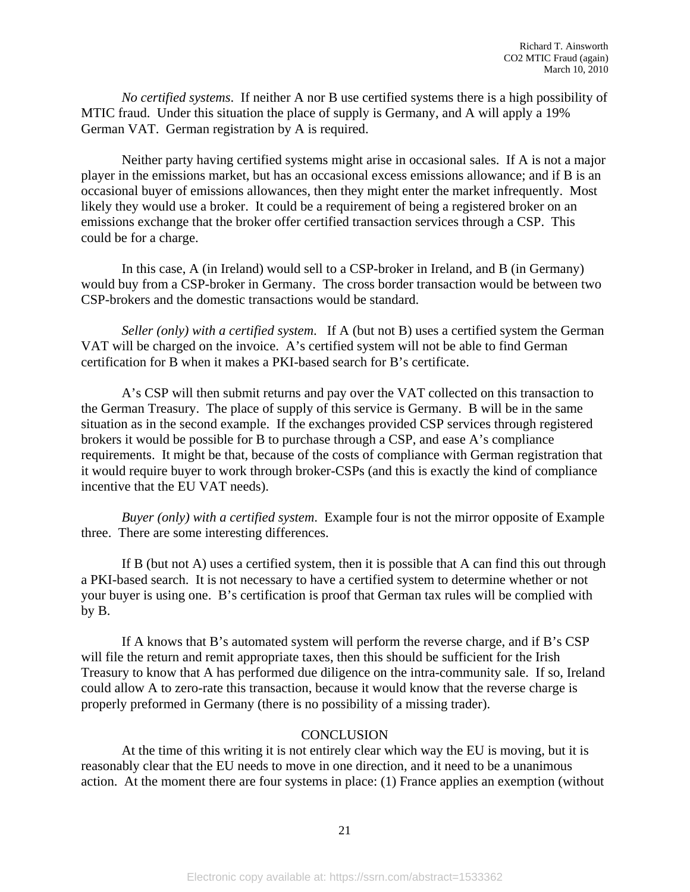*No certified systems*. If neither A nor B use certified systems there is a high possibility of MTIC fraud. Under this situation the place of supply is Germany, and A will apply a 19% German VAT. German registration by A is required.

Neither party having certified systems might arise in occasional sales. If A is not a major player in the emissions market, but has an occasional excess emissions allowance; and if B is an occasional buyer of emissions allowances, then they might enter the market infrequently. Most likely they would use a broker. It could be a requirement of being a registered broker on an emissions exchange that the broker offer certified transaction services through a CSP. This could be for a charge.

In this case, A (in Ireland) would sell to a CSP-broker in Ireland, and B (in Germany) would buy from a CSP-broker in Germany. The cross border transaction would be between two CSP-brokers and the domestic transactions would be standard.

*Seller (only) with a certified system.* If A (but not B) uses a certified system the German VAT will be charged on the invoice. A's certified system will not be able to find German certification for B when it makes a PKI-based search for B's certificate.

A's CSP will then submit returns and pay over the VAT collected on this transaction to the German Treasury. The place of supply of this service is Germany. B will be in the same situation as in the second example. If the exchanges provided CSP services through registered brokers it would be possible for B to purchase through a CSP, and ease A's compliance requirements. It might be that, because of the costs of compliance with German registration that it would require buyer to work through broker-CSPs (and this is exactly the kind of compliance incentive that the EU VAT needs).

*Buyer (only) with a certified system.* Example four is not the mirror opposite of Example three. There are some interesting differences.

If B (but not A) uses a certified system, then it is possible that A can find this out through a PKI-based search. It is not necessary to have a certified system to determine whether or not your buyer is using one. B's certification is proof that German tax rules will be complied with by B.

If A knows that B's automated system will perform the reverse charge, and if B's CSP will file the return and remit appropriate taxes, then this should be sufficient for the Irish Treasury to know that A has performed due diligence on the intra-community sale. If so, Ireland could allow A to zero-rate this transaction, because it would know that the reverse charge is properly preformed in Germany (there is no possibility of a missing trader).

## CONCLUSION

At the time of this writing it is not entirely clear which way the EU is moving, but it is reasonably clear that the EU needs to move in one direction, and it need to be a unanimous action. At the moment there are four systems in place: (1) France applies an exemption (without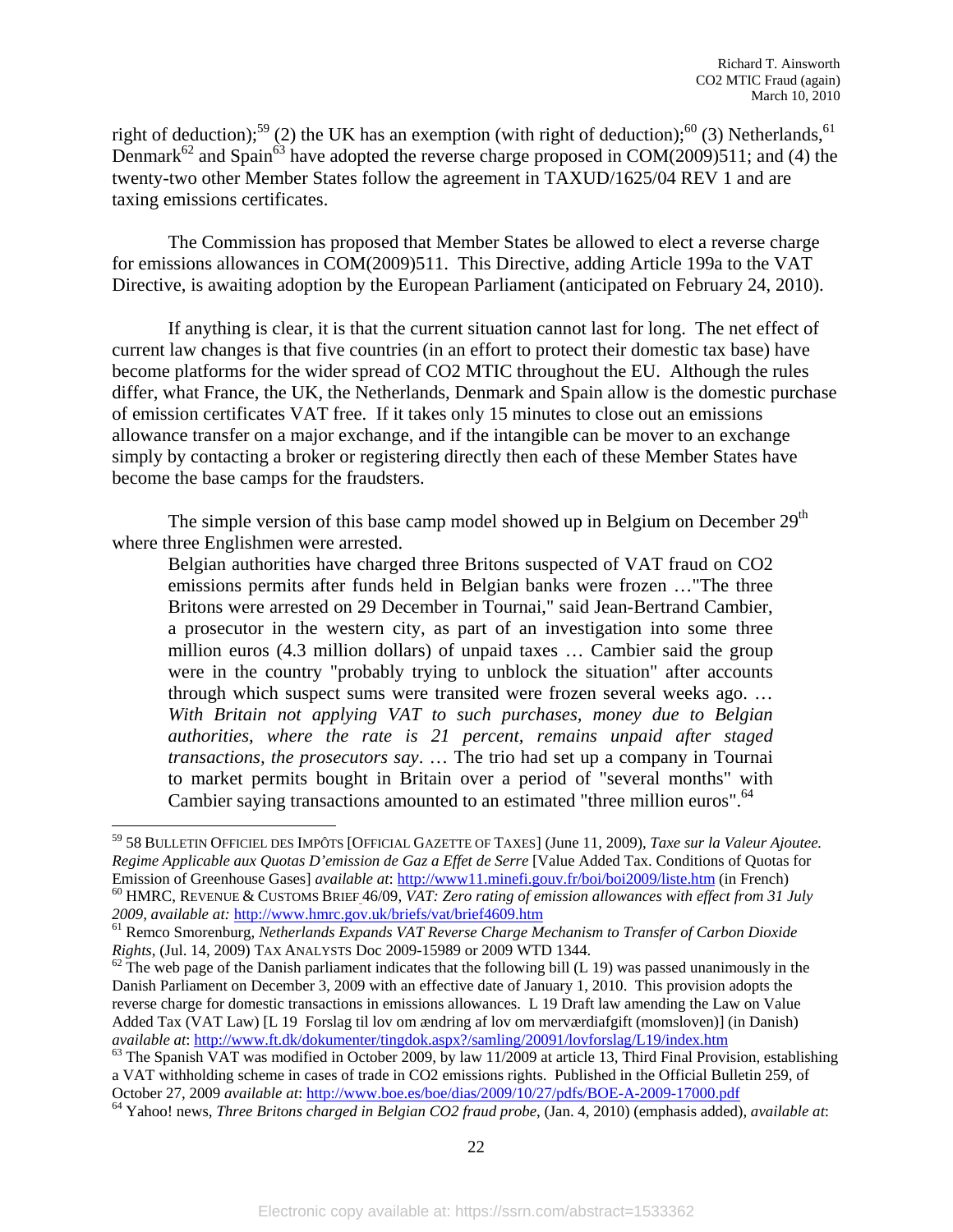right of deduction);[59] (2) the UK has an exemption (with right of deduction);[60] (3) Netherlands,[61] Denmark[62] and Spain[63] have adopted the reverse charge proposed in COM(2009)511; and (4) the twenty-two other Member States follow the agreement in TAXUD/1625/04 REV 1 and are taxing emissions certificates.

The Commission has proposed that Member States be allowed to elect a reverse charge for emissions allowances in COM(2009)511. This Directive, adding Article 199a to the VAT Directive, is awaiting adoption by the European Parliament (anticipated on February 24, 2010).

If anything is clear, it is that the current situation cannot last for long. The net effect of current law changes is that five countries (in an effort to protect their domestic tax base) have become platforms for the wider spread of CO2 MTIC throughout the EU. Although the rules differ, what France, the UK, the Netherlands, Denmark and Spain allow is the domestic purchase of emission certificates VAT free. If it takes only 15 minutes to close out an emissions allowance transfer on a major exchange, and if the intangible can be mover to an exchange simply by contacting a broker or registering directly then each of these Member States have become the base camps for the fraudsters.

The simple version of this base camp model showed up in Belgium on December 29th where three Englishmen were arrested.

> Belgian authorities have charged three Britons suspected of VAT fraud on CO2 emissions permits after funds held in Belgian banks were frozen …"The three Britons were arrested on 29 December in Tournai," said Jean-Bertrand Cambier, a prosecutor in the western city, as part of an investigation into some three million euros (4.3 million dollars) of unpaid taxes … Cambier said the group were in the country "probably trying to unblock the situation" after accounts through which suspect sums were transited were frozen several weeks ago. … *With Britain not applying VAT to such purchases, money due to Belgian authorities, where the rate is 21 percent, remains unpaid after staged transactions, the prosecutors say*. … The trio had set up a company in Tournai to market permits bought in Britain over a period of "several months" with Cambier saying transactions amounted to an estimated "three million euros".[64]

---

[59] 58 BULLETIN OFFICIEL DES IMPÔTS [OFFICIAL GAZETTE OF TAXES] (June 11, 2009), *Taxe sur la Valeur Ajoutee. Regime Applicable aux Quotas D'emission de Gaz a Effet de Serre* [Value Added Tax. Conditions of Quotas for Emission of Greenhouse Gases] *available at*: http://www11.minefi.gouv.fr/boi/boi2009/liste.htm (in French)

[60] HMRC, REVENUE & CUSTOMS BRIEF 46/09, *VAT: Zero rating of emission allowances with effect from 31 July 2009*, *available at:* http://www.hmrc.gov.uk/briefs/vat/brief4609.htm

[61] Remco Smorenburg, *Netherlands Expands VAT Reverse Charge Mechanism to Transfer of Carbon Dioxide Rights*, (Jul. 14, 2009) TAX ANALYSTS Doc 2009-15989 or 2009 WTD 1344.

[62] The web page of the Danish parliament indicates that the following bill (L 19) was passed unanimously in the Danish Parliament on December 3, 2009 with an effective date of January 1, 2010. This provision adopts the reverse charge for domestic transactions in emissions allowances. L 19 Draft law amending the Law on Value Added Tax (VAT Law) [L 19 Forslag til lov om ændring af lov om merværdiafgift (momsloven)] (in Danish) *available at*: http://www.ft.dk/dokumenter/tingdok.aspx?/samling/20091/lovforslag/L19/index.htm

[63] The Spanish VAT was modified in October 2009, by law 11/2009 at article 13, Third Final Provision, establishing a VAT withholding scheme in cases of trade in CO2 emissions rights. Published in the Official Bulletin 259, of October 27, 2009 *available at*: http://www.boe.es/boe/dias/2009/10/27/pdfs/BOE-A-2009-17000.pdf

[64] Yahoo! news, *Three Britons charged in Belgian CO2 fraud probe*, (Jan. 4, 2010) (emphasis added), *available at*: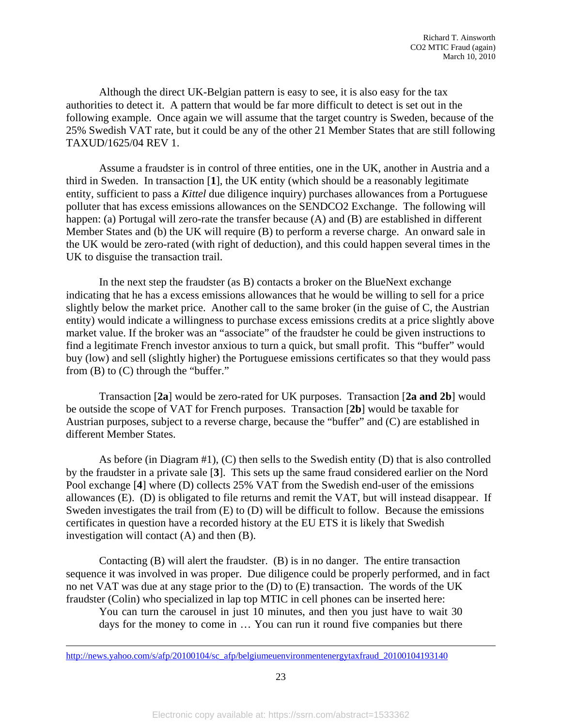Although the direct UK-Belgian pattern is easy to see, it is also easy for the tax authorities to detect it. A pattern that would be far more difficult to detect is set out in the following example. Once again we will assume that the target country is Sweden, because of the 25% Swedish VAT rate, but it could be any of the other 21 Member States that are still following TAXUD/1625/04 REV 1.

Assume a fraudster is in control of three entities, one in the UK, another in Austria and a third in Sweden. In transaction [**1**], the UK entity (which should be a reasonably legitimate entity, sufficient to pass a *Kittel* due diligence inquiry) purchases allowances from a Portuguese polluter that has excess emissions allowances on the SENDCO2 Exchange. The following will happen: (a) Portugal will zero-rate the transfer because (A) and (B) are established in different Member States and (b) the UK will require (B) to perform a reverse charge. An onward sale in the UK would be zero-rated (with right of deduction), and this could happen several times in the UK to disguise the transaction trail.

In the next step the fraudster (as B) contacts a broker on the BlueNext exchange indicating that he has a excess emissions allowances that he would be willing to sell for a price slightly below the market price. Another call to the same broker (in the guise of C, the Austrian entity) would indicate a willingness to purchase excess emissions credits at a price slightly above market value. If the broker was an "associate" of the fraudster he could be given instructions to find a legitimate French investor anxious to turn a quick, but small profit. This "buffer" would buy (low) and sell (slightly higher) the Portuguese emissions certificates so that they would pass from (B) to (C) through the "buffer."

Transaction [**2a**] would be zero-rated for UK purposes. Transaction [**2a and 2b**] would be outside the scope of VAT for French purposes. Transaction [**2b**] would be taxable for Austrian purposes, subject to a reverse charge, because the "buffer" and (C) are established in different Member States.

As before (in Diagram #1), (C) then sells to the Swedish entity (D) that is also controlled by the fraudster in a private sale [**3**]. This sets up the same fraud considered earlier on the Nord Pool exchange [**4**] where (D) collects 25% VAT from the Swedish end-user of the emissions allowances (E). (D) is obligated to file returns and remit the VAT, but will instead disappear. If Sweden investigates the trail from (E) to (D) will be difficult to follow. Because the emissions certificates in question have a recorded history at the EU ETS it is likely that Swedish investigation will contact (A) and then (B).

Contacting (B) will alert the fraudster. (B) is in no danger. The entire transaction sequence it was involved in was proper. Due diligence could be properly performed, and in fact no net VAT was due at any stage prior to the (D) to (E) transaction. The words of the UK fraudster (Colin) who specialized in lap top MTIC in cell phones can be inserted here:

> You can turn the carousel in just 10 minutes, and then you just have to wait 30 days for the money to come in … You can run it round five companies but there

---

http://news.yahoo.com/s/afp/20100104/sc_afp/belgiumeuenvironmentenergytaxfraud_20100104193140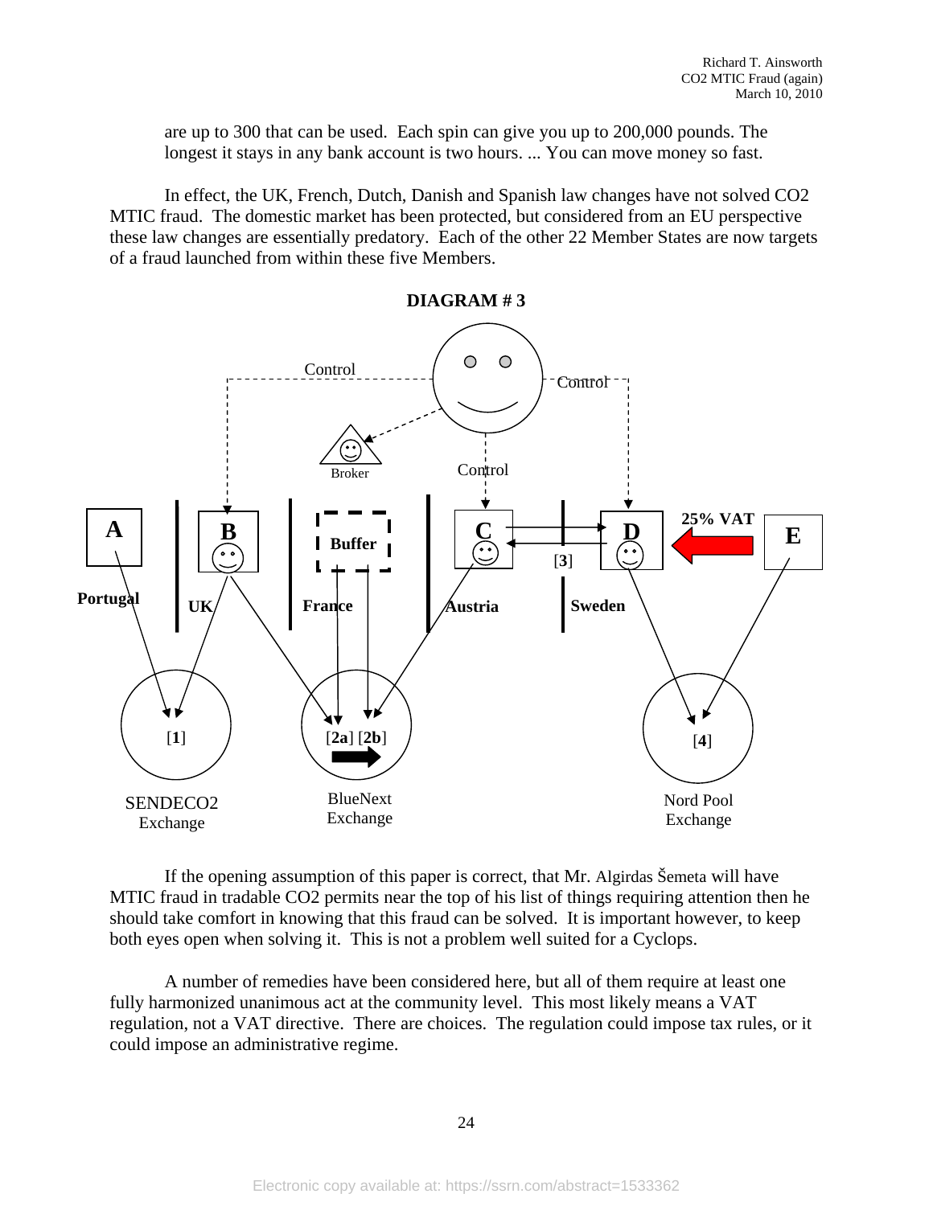are up to 300 that can be used. Each spin can give you up to 200,000 pounds. The longest it stays in any bank account is two hours. ... You can move money so fast.

In effect, the UK, French, Dutch, Danish and Spanish law changes have not solved CO2 MTIC fraud. The domestic market has been protected, but considered from an EU perspective these law changes are essentially predatory. Each of the other 22 Member States are now targets of a fraud launched from within these five Members.

**DIAGRAM # 3**

If the opening assumption of this paper is correct, that Mr. Algirdas Šemeta will have MTIC fraud in tradable CO2 permits near the top of his list of things requiring attention then he should take comfort in knowing that this fraud can be solved. It is important however, to keep both eyes open when solving it. This is not a problem well suited for a Cyclops.

A number of remedies have been considered here, but all of them require at least one fully harmonized unanimous act at the community level. This most likely means a VAT regulation, not a VAT directive. There are choices. The regulation could impose tax rules, or it could impose an administrative regime.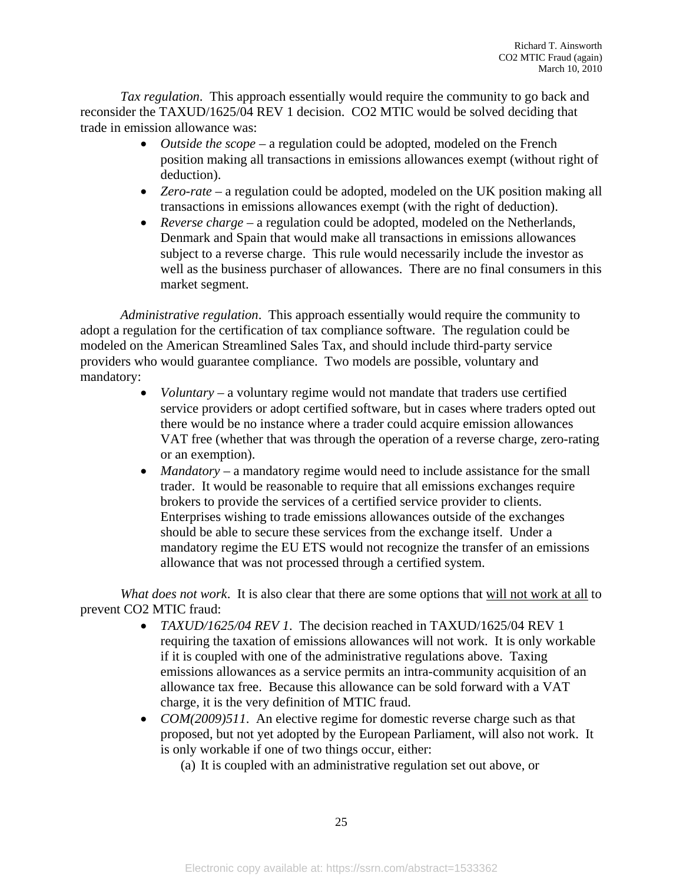*Tax regulation*. This approach essentially would require the community to go back and reconsider the TAXUD/1625/04 REV 1 decision. CO2 MTIC would be solved deciding that trade in emission allowance was:

- *Outside the scope* – a regulation could be adopted, modeled on the French position making all transactions in emissions allowances exempt (without right of deduction).
- *Zero-rate* – a regulation could be adopted, modeled on the UK position making all transactions in emissions allowances exempt (with the right of deduction).
- *Reverse charge* – a regulation could be adopted, modeled on the Netherlands, Denmark and Spain that would make all transactions in emissions allowances subject to a reverse charge. This rule would necessarily include the investor as well as the business purchaser of allowances. There are no final consumers in this market segment.

*Administrative regulation*. This approach essentially would require the community to adopt a regulation for the certification of tax compliance software. The regulation could be modeled on the American Streamlined Sales Tax, and should include third-party service providers who would guarantee compliance. Two models are possible, voluntary and mandatory:

- *Voluntary* – a voluntary regime would not mandate that traders use certified service providers or adopt certified software, but in cases where traders opted out there would be no instance where a trader could acquire emission allowances VAT free (whether that was through the operation of a reverse charge, zero-rating or an exemption).
- *Mandatory* – a mandatory regime would need to include assistance for the small trader. It would be reasonable to require that all emissions exchanges require brokers to provide the services of a certified service provider to clients. Enterprises wishing to trade emissions allowances outside of the exchanges should be able to secure these services from the exchange itself. Under a mandatory regime the EU ETS would not recognize the transfer of an emissions allowance that was not processed through a certified system.

*What does not work*. It is also clear that there are some options that <u>will not work at all</u> to prevent CO2 MTIC fraud:

- *TAXUD/1625/04 REV 1*. The decision reached in TAXUD/1625/04 REV 1 requiring the taxation of emissions allowances will not work. It is only workable if it is coupled with one of the administrative regulations above. Taxing emissions allowances as a service permits an intra-community acquisition of an allowance tax free. Because this allowance can be sold forward with a VAT charge, it is the very definition of MTIC fraud.
- *COM(2009)511*. An elective regime for domestic reverse charge such as that proposed, but not yet adopted by the European Parliament, will also not work. It is only workable if one of two things occur, either:
    (a) It is coupled with an administrative regulation set out above, or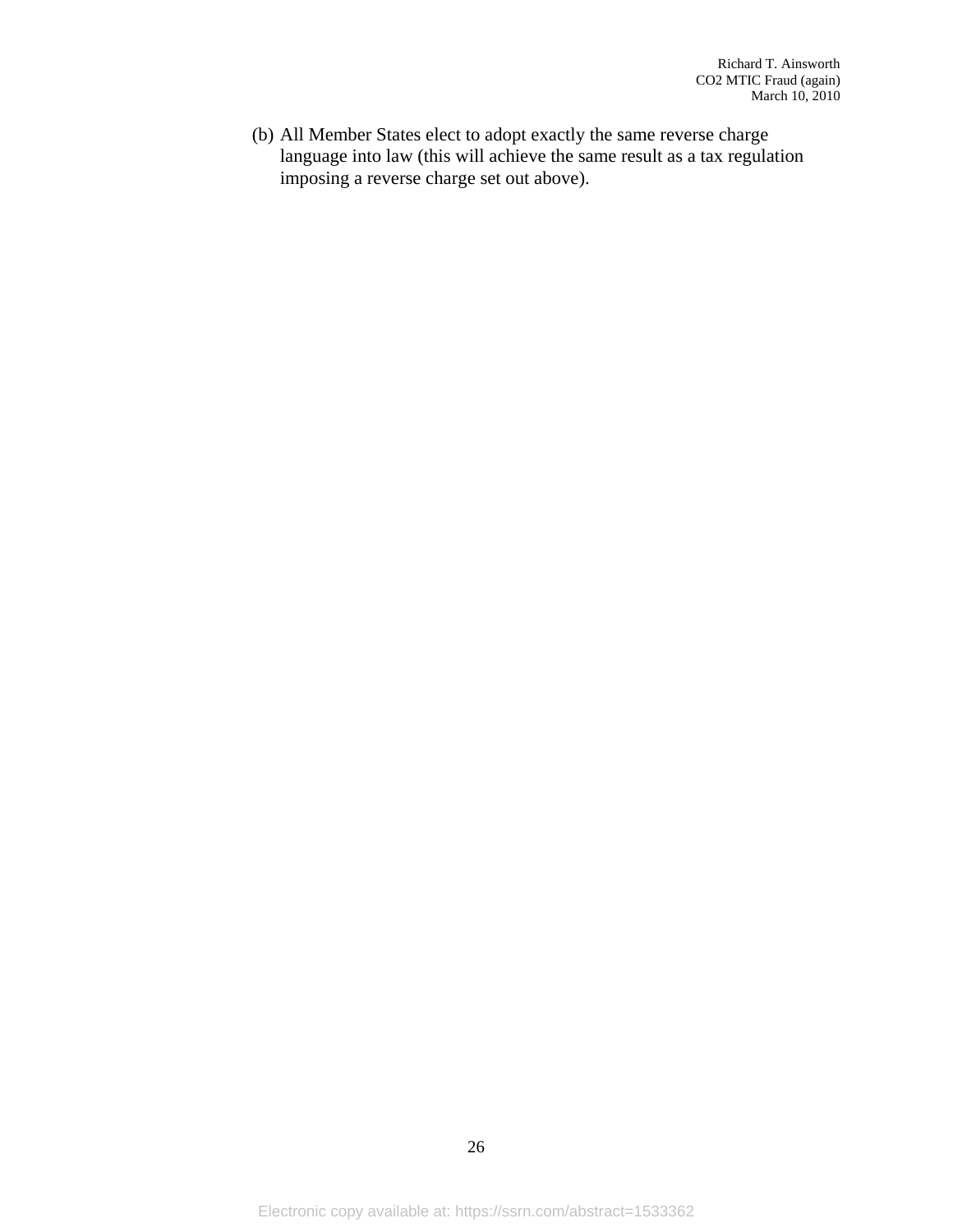(b) All Member States elect to adopt exactly the same reverse charge language into law (this will achieve the same result as a tax regulation imposing a reverse charge set out above).